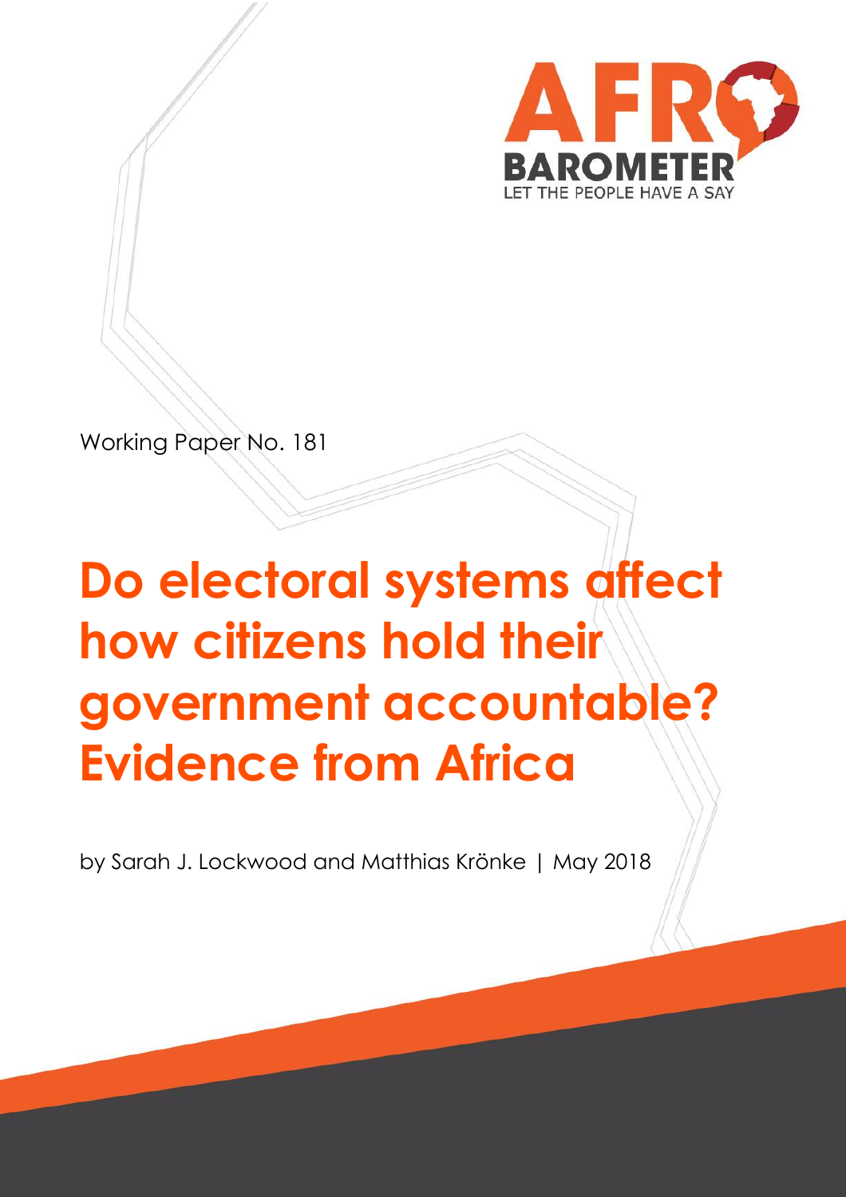AFRO BAROMETER

LET THE PEOPLE HAVE A SAY

Working Paper No. 181

# Do electoral systems affect how citizens hold their government accountable? Evidence from Africa

by Sarah J. Lockwood and Matthias Krönke | May 2018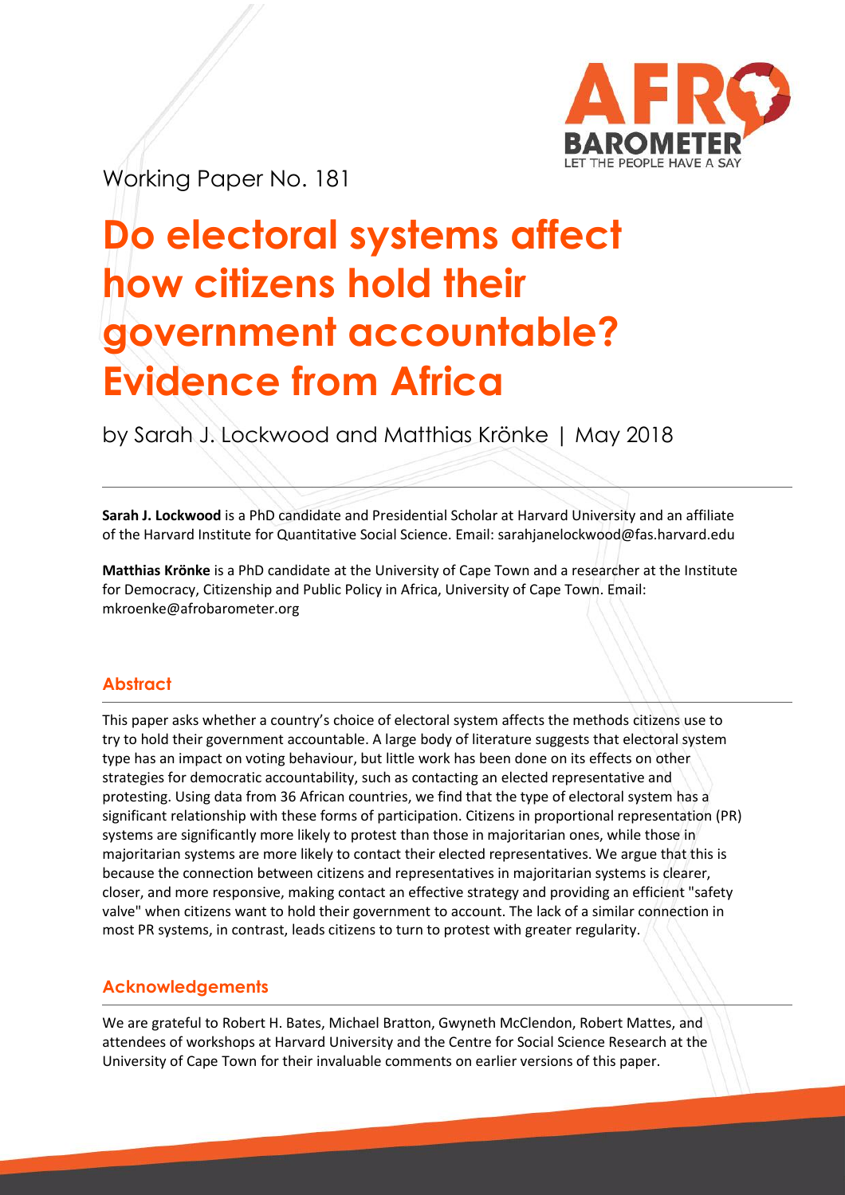Working Paper No. 181

# Do electoral systems affect how citizens hold their government accountable? Evidence from Africa

by Sarah J. Lockwood and Matthias Krönke | May 2018

**Sarah J. Lockwood** is a PhD candidate and Presidential Scholar at Harvard University and an affiliate of the Harvard Institute for Quantitative Social Science. Email: sarahjanelockwood@fas.harvard.edu

**Matthias Krönke** is a PhD candidate at the University of Cape Town and a researcher at the Institute for Democracy, Citizenship and Public Policy in Africa, University of Cape Town. Email: mkroenke@afrobarometer.org

## Abstract

This paper asks whether a country's choice of electoral system affects the methods citizens use to try to hold their government accountable. A large body of literature suggests that electoral system type has an impact on voting behaviour, but little work has been done on its effects on other strategies for democratic accountability, such as contacting an elected representative and protesting. Using data from 36 African countries, we find that the type of electoral system has a significant relationship with these forms of participation. Citizens in proportional representation (PR) systems are significantly more likely to protest than those in majoritarian ones, while those in majoritarian systems are more likely to contact their elected representatives. We argue that this is because the connection between citizens and representatives in majoritarian systems is clearer, closer, and more responsive, making contact an effective strategy and providing an efficient "safety valve" when citizens want to hold their government to account. The lack of a similar connection in most PR systems, in contrast, leads citizens to turn to protest with greater regularity.

## Acknowledgements

We are grateful to Robert H. Bates, Michael Bratton, Gwyneth McClendon, Robert Mattes, and attendees of workshops at Harvard University and the Centre for Social Science Research at the University of Cape Town for their invaluable comments on earlier versions of this paper.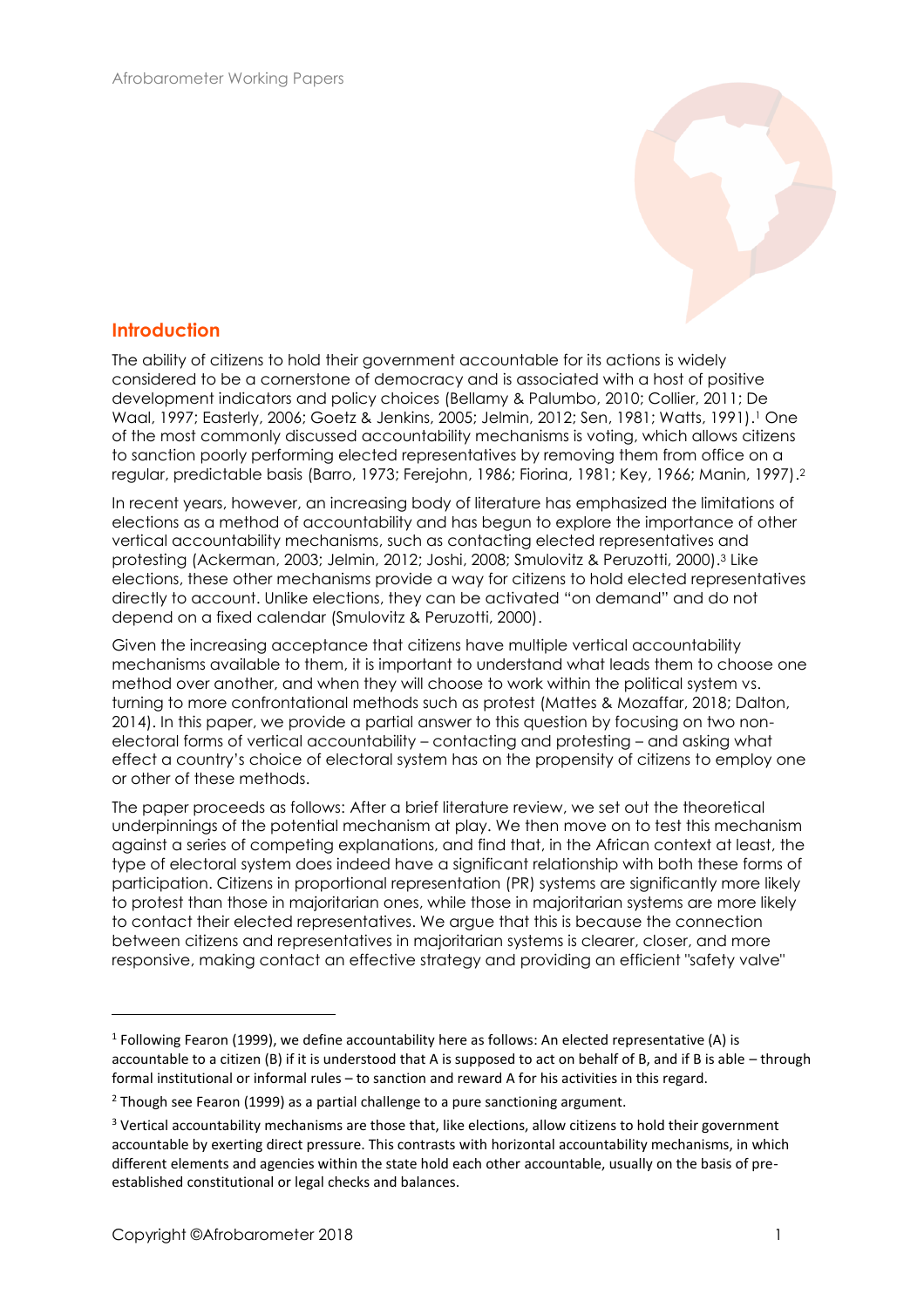## Introduction

The ability of citizens to hold their government accountable for its actions is widely considered to be a cornerstone of democracy and is associated with a host of positive development indicators and policy choices (Bellamy & Palumbo, 2010; Collier, 2011; De Waal, 1997; Easterly, 2006; Goetz & Jenkins, 2005; Jelmin, 2012; Sen, 1981; Watts, 1991).[1] One of the most commonly discussed accountability mechanisms is voting, which allows citizens to sanction poorly performing elected representatives by removing them from office on a regular, predictable basis (Barro, 1973; Ferejohn, 1986; Fiorina, 1981; Key, 1966; Manin, 1997).[2]

In recent years, however, an increasing body of literature has emphasized the limitations of elections as a method of accountability and has begun to explore the importance of other vertical accountability mechanisms, such as contacting elected representatives and protesting (Ackerman, 2003; Jelmin, 2012; Joshi, 2008; Smulovitz & Peruzotti, 2000).[3] Like elections, these other mechanisms provide a way for citizens to hold elected representatives directly to account. Unlike elections, they can be activated "on demand" and do not depend on a fixed calendar (Smulovitz & Peruzotti, 2000).

Given the increasing acceptance that citizens have multiple vertical accountability mechanisms available to them, it is important to understand what leads them to choose one method over another, and when they will choose to work within the political system vs. turning to more confrontational methods such as protest (Mattes & Mozaffar, 2018; Dalton, 2014). In this paper, we provide a partial answer to this question by focusing on two non-electoral forms of vertical accountability – contacting and protesting – and asking what effect a country's choice of electoral system has on the propensity of citizens to employ one or other of these methods.

The paper proceeds as follows: After a brief literature review, we set out the theoretical underpinnings of the potential mechanism at play. We then move on to test this mechanism against a series of competing explanations, and find that, in the African context at least, the type of electoral system does indeed have a significant relationship with both these forms of participation. Citizens in proportional representation (PR) systems are significantly more likely to protest than those in majoritarian ones, while those in majoritarian systems are more likely to contact their elected representatives. We argue that this is because the connection between citizens and representatives in majoritarian systems is clearer, closer, and more responsive, making contact an effective strategy and providing an efficient "safety valve"

---

[1] Following Fearon (1999), we define accountability here as follows: An elected representative (A) is accountable to a citizen (B) if it is understood that A is supposed to act on behalf of B, and if B is able – through formal institutional or informal rules – to sanction and reward A for his activities in this regard.

[2] Though see Fearon (1999) as a partial challenge to a pure sanctioning argument.

[3] Vertical accountability mechanisms are those that, like elections, allow citizens to hold their government accountable by exerting direct pressure. This contrasts with horizontal accountability mechanisms, in which different elements and agencies within the state hold each other accountable, usually on the basis of pre-established constitutional or legal checks and balances.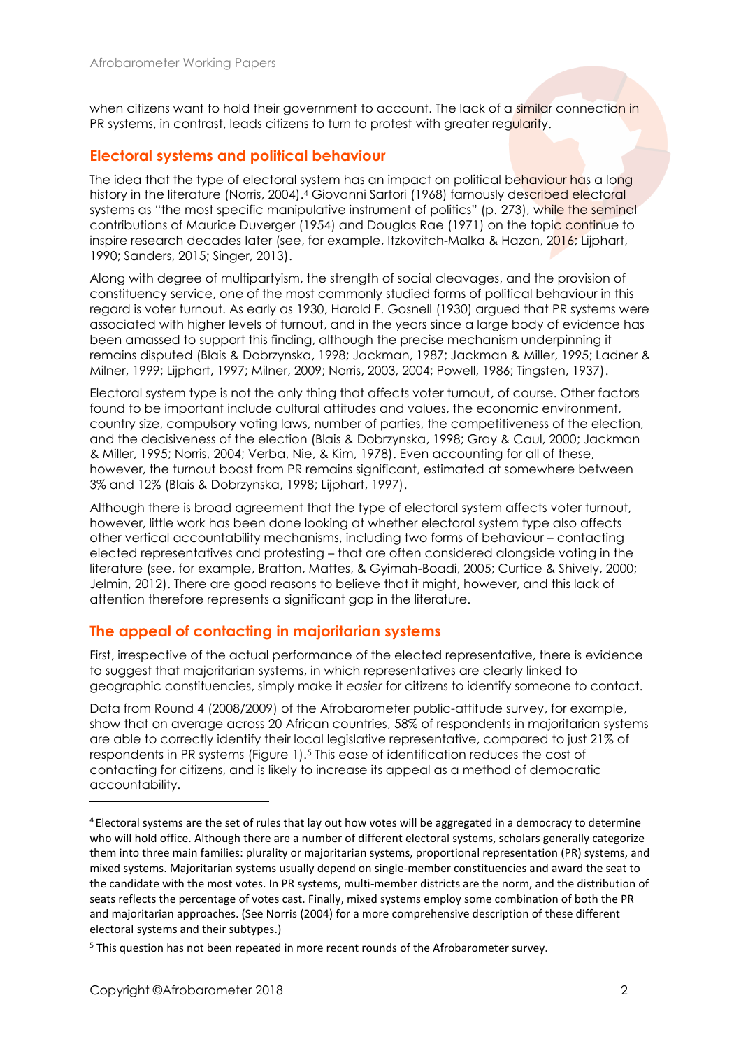when citizens want to hold their government to account. The lack of a similar connection in PR systems, in contrast, leads citizens to turn to protest with greater regularity.

## Electoral systems and political behaviour

The idea that the type of electoral system has an impact on political behaviour has a long history in the literature (Norris, 2004).[4] Giovanni Sartori (1968) famously described electoral systems as "the most specific manipulative instrument of politics" (p. 273), while the seminal contributions of Maurice Duverger (1954) and Douglas Rae (1971) on the topic continue to inspire research decades later (see, for example, Itzkovitch-Malka & Hazan, 2016; Lijphart, 1990; Sanders, 2015; Singer, 2013).

Along with degree of multipartyism, the strength of social cleavages, and the provision of constituency service, one of the most commonly studied forms of political behaviour in this regard is voter turnout. As early as 1930, Harold F. Gosnell (1930) argued that PR systems were associated with higher levels of turnout, and in the years since a large body of evidence has been amassed to support this finding, although the precise mechanism underpinning it remains disputed (Blais & Dobrzynska, 1998; Jackman, 1987; Jackman & Miller, 1995; Ladner & Milner, 1999; Lijphart, 1997; Milner, 2009; Norris, 2003, 2004; Powell, 1986; Tingsten, 1937).

Electoral system type is not the only thing that affects voter turnout, of course. Other factors found to be important include cultural attitudes and values, the economic environment, country size, compulsory voting laws, number of parties, the competitiveness of the election, and the decisiveness of the election (Blais & Dobrzynska, 1998; Gray & Caul, 2000; Jackman & Miller, 1995; Norris, 2004; Verba, Nie, & Kim, 1978). Even accounting for all of these, however, the turnout boost from PR remains significant, estimated at somewhere between 3% and 12% (Blais & Dobrzynska, 1998; Lijphart, 1997).

Although there is broad agreement that the type of electoral system affects voter turnout, however, little work has been done looking at whether electoral system type also affects other vertical accountability mechanisms, including two forms of behaviour – contacting elected representatives and protesting – that are often considered alongside voting in the literature (see, for example, Bratton, Mattes, & Gyimah-Boadi, 2005; Curtice & Shively, 2000; Jelmin, 2012). There are good reasons to believe that it might, however, and this lack of attention therefore represents a significant gap in the literature.

## The appeal of contacting in majoritarian systems

First, irrespective of the actual performance of the elected representative, there is evidence to suggest that majoritarian systems, in which representatives are clearly linked to geographic constituencies, simply make it *easier* for citizens to identify someone to contact.

Data from Round 4 (2008/2009) of the Afrobarometer public-attitude survey, for example, show that on average across 20 African countries, 58% of respondents in majoritarian systems are able to correctly identify their local legislative representative, compared to just 21% of respondents in PR systems (Figure 1).[5] This ease of identification reduces the cost of contacting for citizens, and is likely to increase its appeal as a method of democratic accountability.

---

[4] Electoral systems are the set of rules that lay out how votes will be aggregated in a democracy to determine who will hold office. Although there are a number of different electoral systems, scholars generally categorize them into three main families: plurality or majoritarian systems, proportional representation (PR) systems, and mixed systems. Majoritarian systems usually depend on single-member constituencies and award the seat to the candidate with the most votes. In PR systems, multi-member districts are the norm, and the distribution of seats reflects the percentage of votes cast. Finally, mixed systems employ some combination of both the PR and majoritarian approaches. (See Norris (2004) for a more comprehensive description of these different electoral systems and their subtypes.)

[5] This question has not been repeated in more recent rounds of the Afrobarometer survey.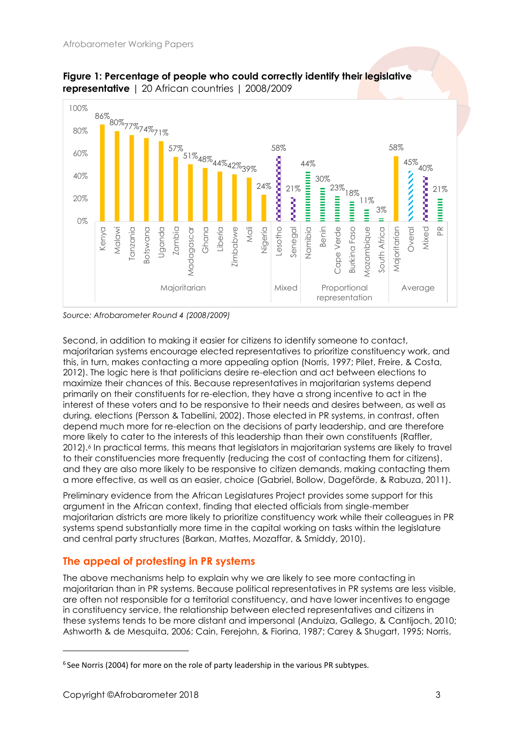**Figure 1: Percentage of people who could correctly identify their legislative representative** | 20 African countries | 2008/2009

| Group | Country | % |
|---|---|---|
| Majoritarian | Kenya | 86% |
| Majoritarian | Malawi | 80% |
| Majoritarian | Tanzania | 77% |
| Majoritarian | Botswana | 74% |
| Majoritarian | Uganda | 71% |
| Majoritarian | Zambia | 57% |
| Majoritarian | Madagascar | 51% |
| Majoritarian | Ghana | 48% |
| Majoritarian | Liberia | 44% |
| Majoritarian | Zimbabwe | 42% |
| Majoritarian | Mali | 39% |
| Majoritarian | Nigeria | 24% |
| Mixed | Lesotho | 58% |
| Mixed | Senegal | 21% |
| Proportional representation | Namibia | 44% |
| Proportional representation | Benin | 30% |
| Proportional representation | Cape Verde | 23% |
| Proportional representation | Burkina Faso | 18% |
| Proportional representation | Mozambique | 11% |
| Proportional representation | South Africa | 3% |
| Average | Majoritarian | 58% |
| Average | Overal | 45% |
| Average | Mixed | 40% |
| Average | PR | 21% |

*Source: Afrobarometer Round 4 (2008/2009)*

Second, in addition to making it easier for citizens to identify someone to contact, majoritarian systems encourage elected representatives to prioritize constituency work, and this, in turn, makes contacting a more appealing option (Norris, 1997; Pilet, Freire, & Costa, 2012). The logic here is that politicians desire re-election and act between elections to maximize their chances of this. Because representatives in majoritarian systems depend primarily on their constituents for re-election, they have a strong incentive to act in the interest of these voters and to be responsive to their needs and desires between, as well as during, elections (Persson & Tabellini, 2002). Those elected in PR systems, in contrast, often depend much more for re-election on the decisions of party leadership, and are therefore more likely to cater to the interests of this leadership than their own constituents (Raffler, 2012).[6] In practical terms, this means that legislators in majoritarian systems are likely to travel to their constituencies more frequently (reducing the cost of contacting them for citizens), and they are also more likely to be responsive to citizen demands, making contacting them a more effective, as well as an easier, choice (Gabriel, Bollow, Dageförde, & Rabuza, 2011).

Preliminary evidence from the African Legislatures Project provides some support for this argument in the African context, finding that elected officials from single-member majoritarian districts are more likely to prioritize constituency work while their colleagues in PR systems spend substantially more time in the capital working on tasks within the legislature and central party structures (Barkan, Mattes, Mozaffar, & Smiddy, 2010).

## The appeal of protesting in PR systems

The above mechanisms help to explain why we are likely to see more contacting in majoritarian than in PR systems. Because political representatives in PR systems are less visible, are often not responsible for a territorial constituency, and have lower incentives to engage in constituency service, the relationship between elected representatives and citizens in these systems tends to be more distant and impersonal (Anduiza, Gallego, & Cantijoch, 2010; Ashworth & de Mesquita, 2006; Cain, Ferejohn, & Fiorina, 1987; Carey & Shugart, 1995; Norris,

[6] See Norris (2004) for more on the role of party leadership in the various PR subtypes.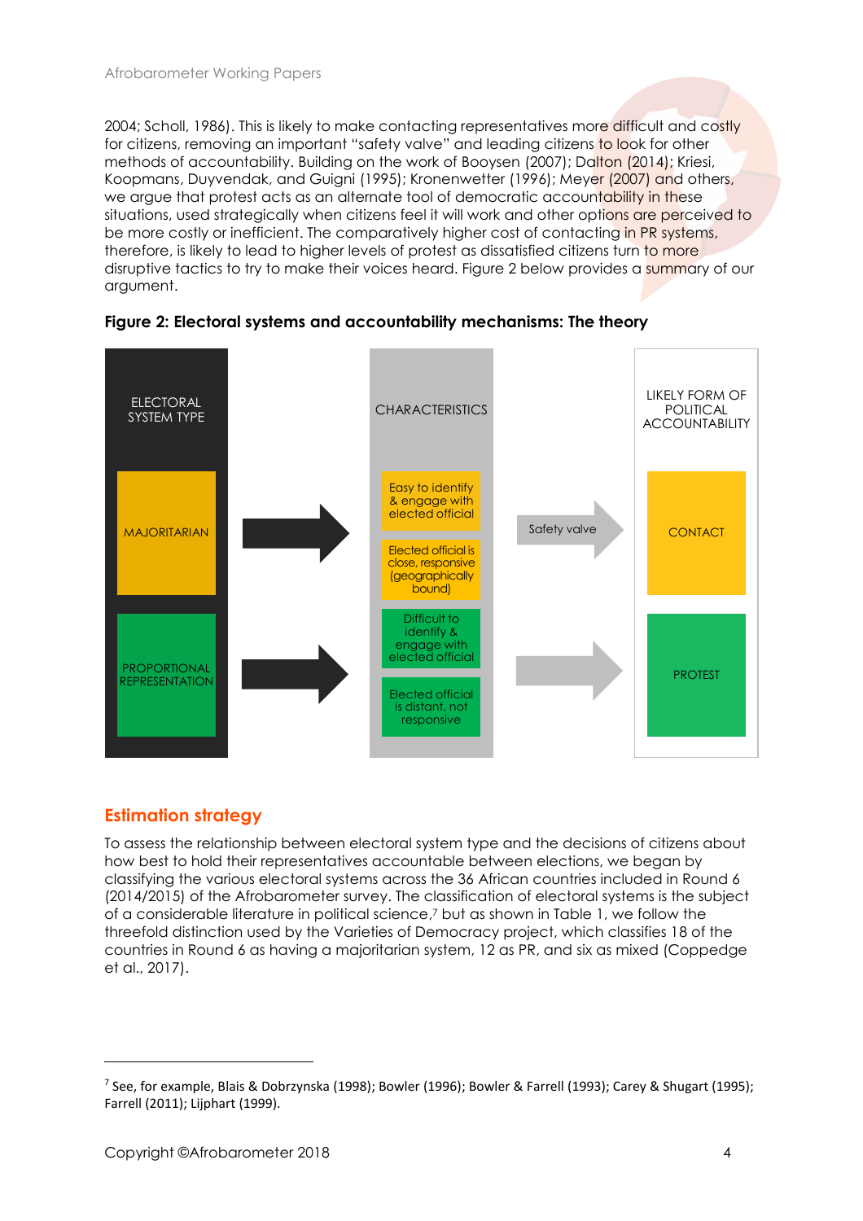2004; Scholl, 1986). This is likely to make contacting representatives more difficult and costly for citizens, removing an important "safety valve" and leading citizens to look for other methods of accountability. Building on the work of Booysen (2007); Dalton (2014); Kriesi, Koopmans, Duyvendak, and Guigni (1995); Kronenwetter (1996); Meyer (2007) and others, we argue that protest acts as an alternate tool of democratic accountability in these situations, used strategically when citizens feel it will work and other options are perceived to be more costly or inefficient. The comparatively higher cost of contacting in PR systems, therefore, is likely to lead to higher levels of protest as dissatisfied citizens turn to more disruptive tactics to try to make their voices heard. Figure 2 below provides a summary of our argument.

**Figure 2: Electoral systems and accountability mechanisms: The theory**

| ELECTORAL SYSTEM TYPE | | CHARACTERISTICS | | LIKELY FORM OF POLITICAL ACCOUNTABILITY |
|---|---|---|---|---|
| MAJORITARIAN | → | Easy to identify & engage with elected official; Elected official is close, responsive (geographically bound) | Safety valve → | CONTACT |
| PROPORTIONAL REPRESENTATION | → | Difficult to identify & engage with elected official; Elected official is distant, not responsive | → | PROTEST |

## Estimation strategy

To assess the relationship between electoral system type and the decisions of citizens about how best to hold their representatives accountable between elections, we began by classifying the various electoral systems across the 36 African countries included in Round 6 (2014/2015) of the Afrobarometer survey. The classification of electoral systems is the subject of a considerable literature in political science,[7] but as shown in Table 1, we follow the threefold distinction used by the Varieties of Democracy project, which classifies 18 of the countries in Round 6 as having a majoritarian system, 12 as PR, and six as mixed (Coppedge et al., 2017).

---

[7] See, for example, Blais & Dobrzynska (1998); Bowler (1996); Bowler & Farrell (1993); Carey & Shugart (1995); Farrell (2011); Lijphart (1999).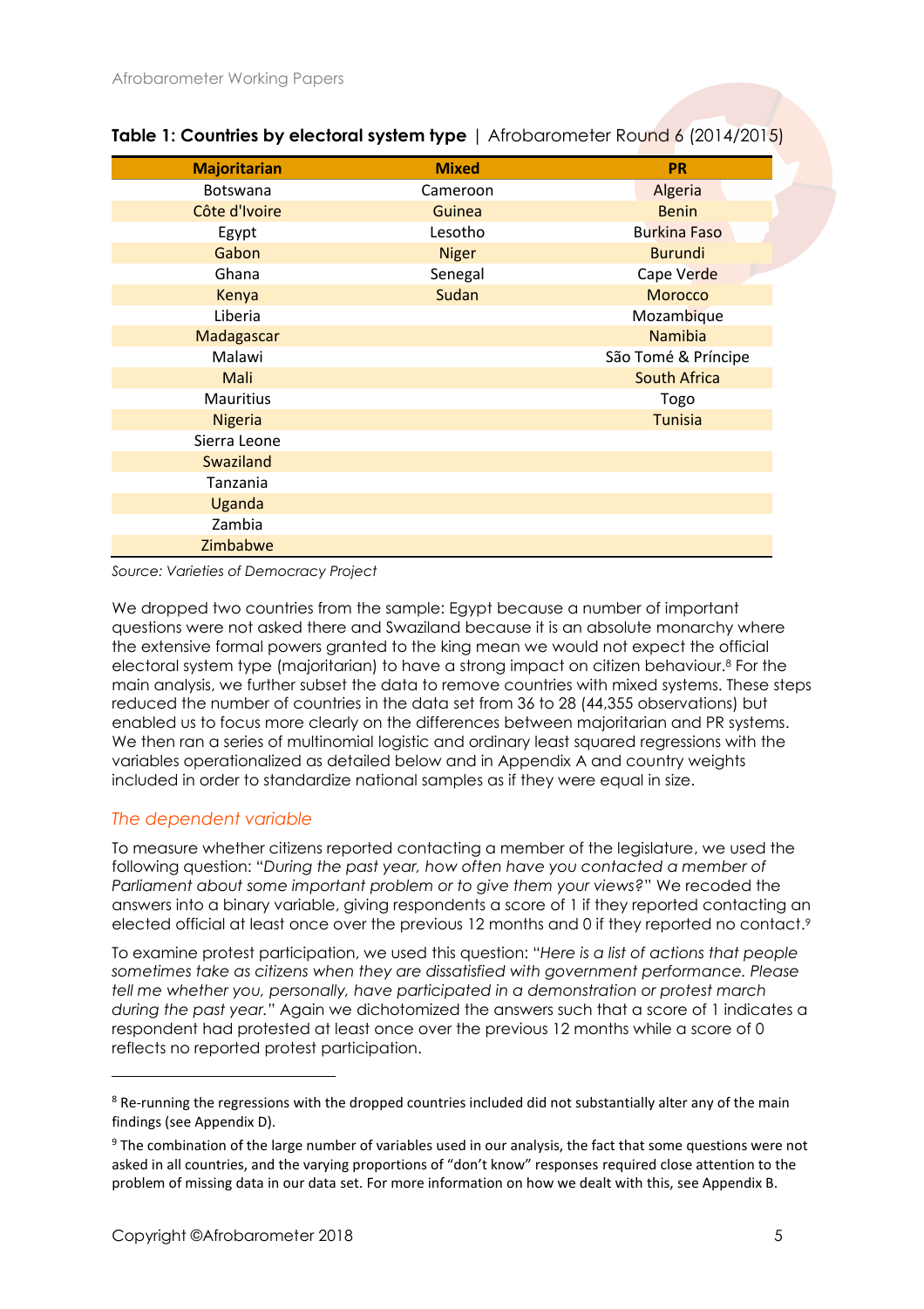**Table 1: Countries by electoral system type** | Afrobarometer Round 6 (2014/2015)

| Majoritarian | Mixed | PR |
|---|---|---|
| Botswana | Cameroon | Algeria |
| Côte d'Ivoire | Guinea | Benin |
| Egypt | Lesotho | Burkina Faso |
| Gabon | Niger | Burundi |
| Ghana | Senegal | Cape Verde |
| Kenya | Sudan | Morocco |
| Liberia | | Mozambique |
| Madagascar | | Namibia |
| Malawi | | São Tomé & Príncipe |
| Mali | | South Africa |
| Mauritius | | Togo |
| Nigeria | | Tunisia |
| Sierra Leone | | |
| Swaziland | | |
| Tanzania | | |
| Uganda | | |
| Zambia | | |
| Zimbabwe | | |

*Source: Varieties of Democracy Project*

We dropped two countries from the sample: Egypt because a number of important questions were not asked there and Swaziland because it is an absolute monarchy where the extensive formal powers granted to the king mean we would not expect the official electoral system type (majoritarian) to have a strong impact on citizen behaviour.[8] For the main analysis, we further subset the data to remove countries with mixed systems. These steps reduced the number of countries in the data set from 36 to 28 (44,355 observations) but enabled us to focus more clearly on the differences between majoritarian and PR systems. We then ran a series of multinomial logistic and ordinary least squared regressions with the variables operationalized as detailed below and in Appendix A and country weights included in order to standardize national samples as if they were equal in size.

### *The dependent variable*

To measure whether citizens reported contacting a member of the legislature, we used the following question: "*During the past year, how often have you contacted a member of Parliament about some important problem or to give them your views?*" We recoded the answers into a binary variable, giving respondents a score of 1 if they reported contacting an elected official at least once over the previous 12 months and 0 if they reported no contact.[9]

To examine protest participation, we used this question: "*Here is a list of actions that people sometimes take as citizens when they are dissatisfied with government performance. Please tell me whether you, personally, have participated in a demonstration or protest march during the past year.*" Again we dichotomized the answers such that a score of 1 indicates a respondent had protested at least once over the previous 12 months while a score of 0 reflects no reported protest participation.

---

[8] Re-running the regressions with the dropped countries included did not substantially alter any of the main findings (see Appendix D).

[9] The combination of the large number of variables used in our analysis, the fact that some questions were not asked in all countries, and the varying proportions of "don't know" responses required close attention to the problem of missing data in our data set. For more information on how we dealt with this, see Appendix B.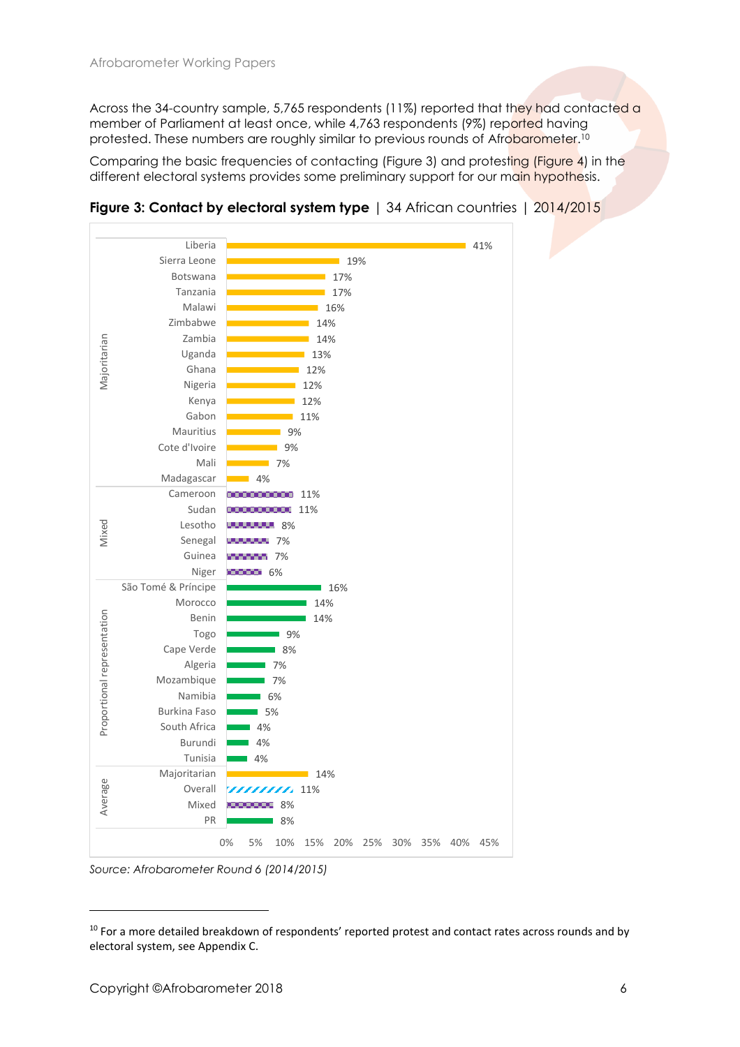Across the 34-country sample, 5,765 respondents (11%) reported that they had contacted a member of Parliament at least once, while 4,763 respondents (9%) reported having protested. These numbers are roughly similar to previous rounds of Afrobarometer.[10]

Comparing the basic frequencies of contacting (Figure 3) and protesting (Figure 4) in the different electoral systems provides some preliminary support for our main hypothesis.

**Figure 3: Contact by electoral system type** | 34 African countries | 2014/2015

| Group | Country | Contact |
|---|---|---|
| Majoritarian | Liberia | 41% |
| | Sierra Leone | 19% |
| | Botswana | 17% |
| | Tanzania | 17% |
| | Malawi | 16% |
| | Zimbabwe | 14% |
| | Zambia | 14% |
| | Uganda | 13% |
| | Ghana | 12% |
| | Nigeria | 12% |
| | Kenya | 12% |
| | Gabon | 11% |
| | Mauritius | 9% |
| | Cote d'Ivoire | 9% |
| | Mali | 7% |
| | Madagascar | 4% |
| Mixed | Cameroon | 11% |
| | Sudan | 11% |
| | Lesotho | 8% |
| | Senegal | 7% |
| | Guinea | 7% |
| | Niger | 6% |
| Proportional representation | São Tomé & Príncipe | 16% |
| | Morocco | 14% |
| | Benin | 14% |
| | Togo | 9% |
| | Cape Verde | 8% |
| | Algeria | 7% |
| | Mozambique | 7% |
| | Namibia | 6% |
| | Burkina Faso | 5% |
| | South Africa | 4% |
| | Burundi | 4% |
| | Tunisia | 4% |
| Average | Majoritarian | 14% |
| | Overall | 11% |
| | Mixed | 8% |
| | PR | 8% |

*Source: Afrobarometer Round 6 (2014/2015)*

[10] For a more detailed breakdown of respondents' reported protest and contact rates across rounds and by electoral system, see Appendix C.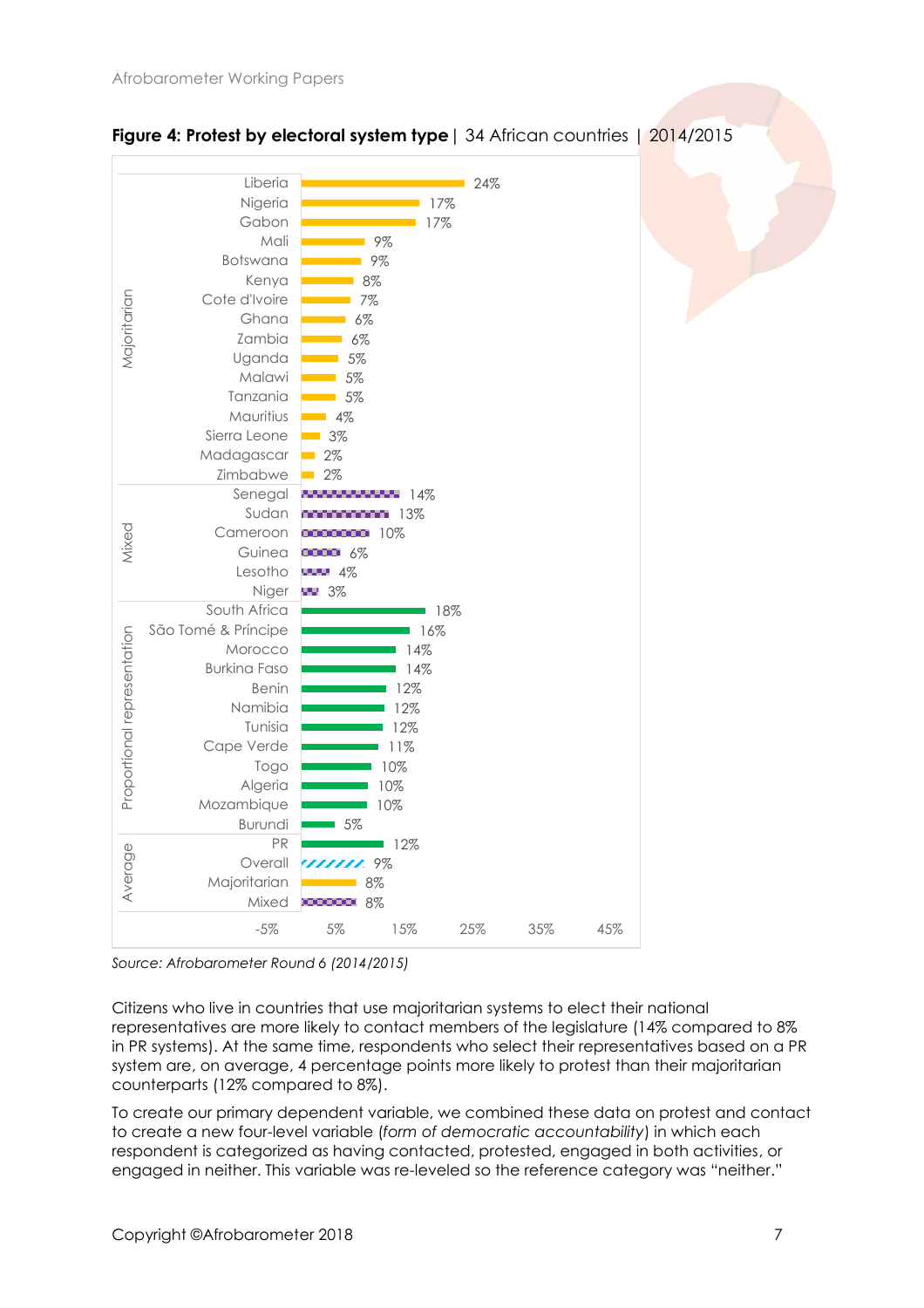**Figure 4: Protest by electoral system type** | 34 African countries | 2014/2015

| Electoral system | Country | Protest |
|---|---|---|
| Majoritarian | Liberia | 24% |
| | Nigeria | 17% |
| | Gabon | 17% |
| | Mali | 9% |
| | Botswana | 9% |
| | Kenya | 8% |
| | Cote d'Ivoire | 7% |
| | Ghana | 6% |
| | Zambia | 6% |
| | Uganda | 5% |
| | Malawi | 5% |
| | Tanzania | 5% |
| | Mauritius | 4% |
| | Sierra Leone | 3% |
| | Madagascar | 2% |
| | Zimbabwe | 2% |
| Mixed | Senegal | 14% |
| | Sudan | 13% |
| | Cameroon | 10% |
| | Guinea | 6% |
| | Lesotho | 4% |
| | Niger | 3% |
| Proportional representation | South Africa | 18% |
| | São Tomé & Príncipe | 16% |
| | Morocco | 14% |
| | Burkina Faso | 14% |
| | Benin | 12% |
| | Namibia | 12% |
| | Tunisia | 12% |
| | Cape Verde | 11% |
| | Togo | 10% |
| | Algeria | 10% |
| | Mozambique | 10% |
| | Burundi | 5% |
| Average | PR | 12% |
| | Overall | 9% |
| | Majoritarian | 8% |
| | Mixed | 8% |

*Source: Afrobarometer Round 6 (2014/2015)*

Citizens who live in countries that use majoritarian systems to elect their national representatives are more likely to contact members of the legislature (14% compared to 8% in PR systems). At the same time, respondents who select their representatives based on a PR system are, on average, 4 percentage points more likely to protest than their majoritarian counterparts (12% compared to 8%).

To create our primary dependent variable, we combined these data on protest and contact to create a new four-level variable (*form of democratic accountability*) in which each respondent is categorized as having contacted, protested, engaged in both activities, or engaged in neither. This variable was re-leveled so the reference category was "neither."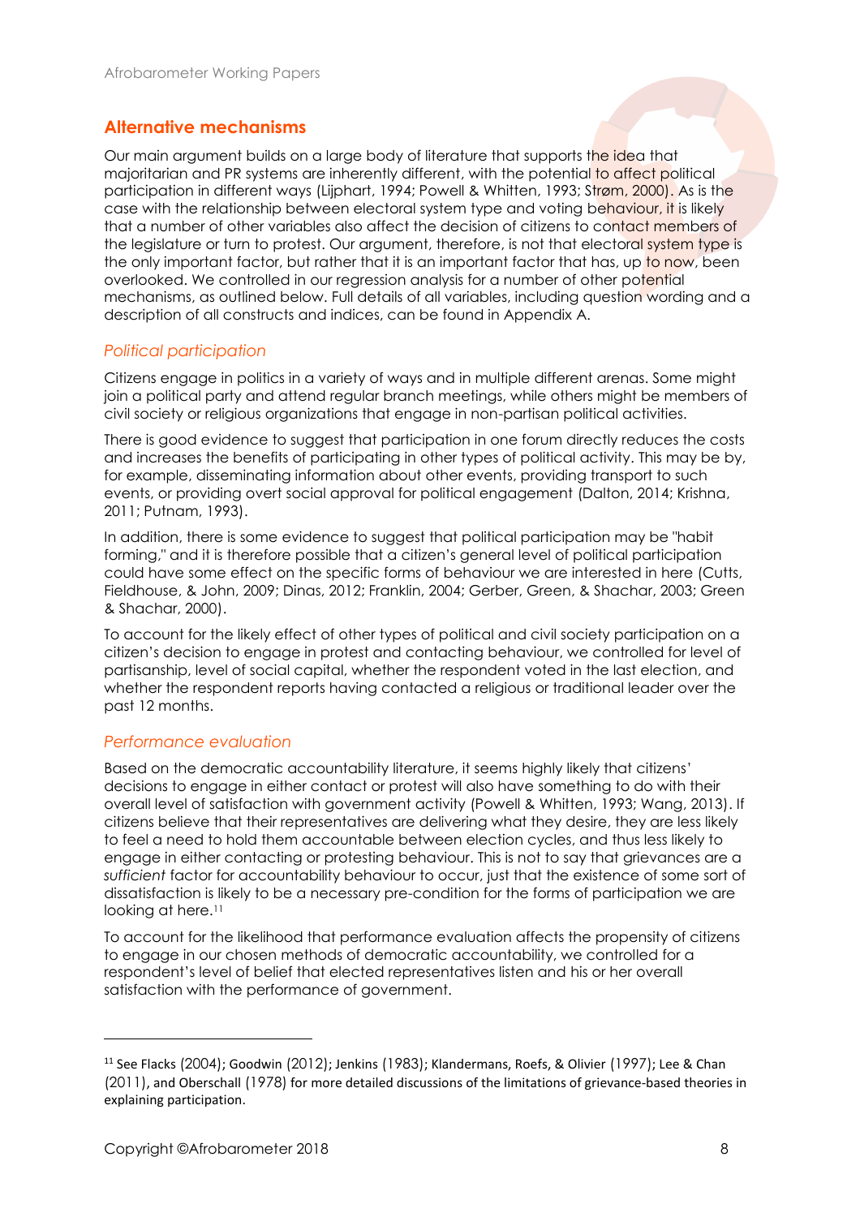## Alternative mechanisms

Our main argument builds on a large body of literature that supports the idea that majoritarian and PR systems are inherently different, with the potential to affect political participation in different ways (Lijphart, 1994; Powell & Whitten, 1993; Strøm, 2000). As is the case with the relationship between electoral system type and voting behaviour, it is likely that a number of other variables also affect the decision of citizens to contact members of the legislature or turn to protest. Our argument, therefore, is not that electoral system type is the only important factor, but rather that it is an important factor that has, up to now, been overlooked. We controlled in our regression analysis for a number of other potential mechanisms, as outlined below. Full details of all variables, including question wording and a description of all constructs and indices, can be found in Appendix A.

### *Political participation*

Citizens engage in politics in a variety of ways and in multiple different arenas. Some might join a political party and attend regular branch meetings, while others might be members of civil society or religious organizations that engage in non-partisan political activities.

There is good evidence to suggest that participation in one forum directly reduces the costs and increases the benefits of participating in other types of political activity. This may be by, for example, disseminating information about other events, providing transport to such events, or providing overt social approval for political engagement (Dalton, 2014; Krishna, 2011; Putnam, 1993).

In addition, there is some evidence to suggest that political participation may be "habit forming," and it is therefore possible that a citizen's general level of political participation could have some effect on the specific forms of behaviour we are interested in here (Cutts, Fieldhouse, & John, 2009; Dinas, 2012; Franklin, 2004; Gerber, Green, & Shachar, 2003; Green & Shachar, 2000).

To account for the likely effect of other types of political and civil society participation on a citizen's decision to engage in protest and contacting behaviour, we controlled for level of partisanship, level of social capital, whether the respondent voted in the last election, and whether the respondent reports having contacted a religious or traditional leader over the past 12 months.

### *Performance evaluation*

Based on the democratic accountability literature, it seems highly likely that citizens' decisions to engage in either contact or protest will also have something to do with their overall level of satisfaction with government activity (Powell & Whitten, 1993; Wang, 2013). If citizens believe that their representatives are delivering what they desire, they are less likely to feel a need to hold them accountable between election cycles, and thus less likely to engage in either contacting or protesting behaviour. This is not to say that grievances are a *sufficient* factor for accountability behaviour to occur, just that the existence of some sort of dissatisfaction is likely to be a necessary pre-condition for the forms of participation we are looking at here.[11]

To account for the likelihood that performance evaluation affects the propensity of citizens to engage in our chosen methods of democratic accountability, we controlled for a respondent's level of belief that elected representatives listen and his or her overall satisfaction with the performance of government.

---

[11] See Flacks (2004); Goodwin (2012); Jenkins (1983); Klandermans, Roefs, & Olivier (1997); Lee & Chan (2011), and Oberschall (1978) for more detailed discussions of the limitations of grievance-based theories in explaining participation.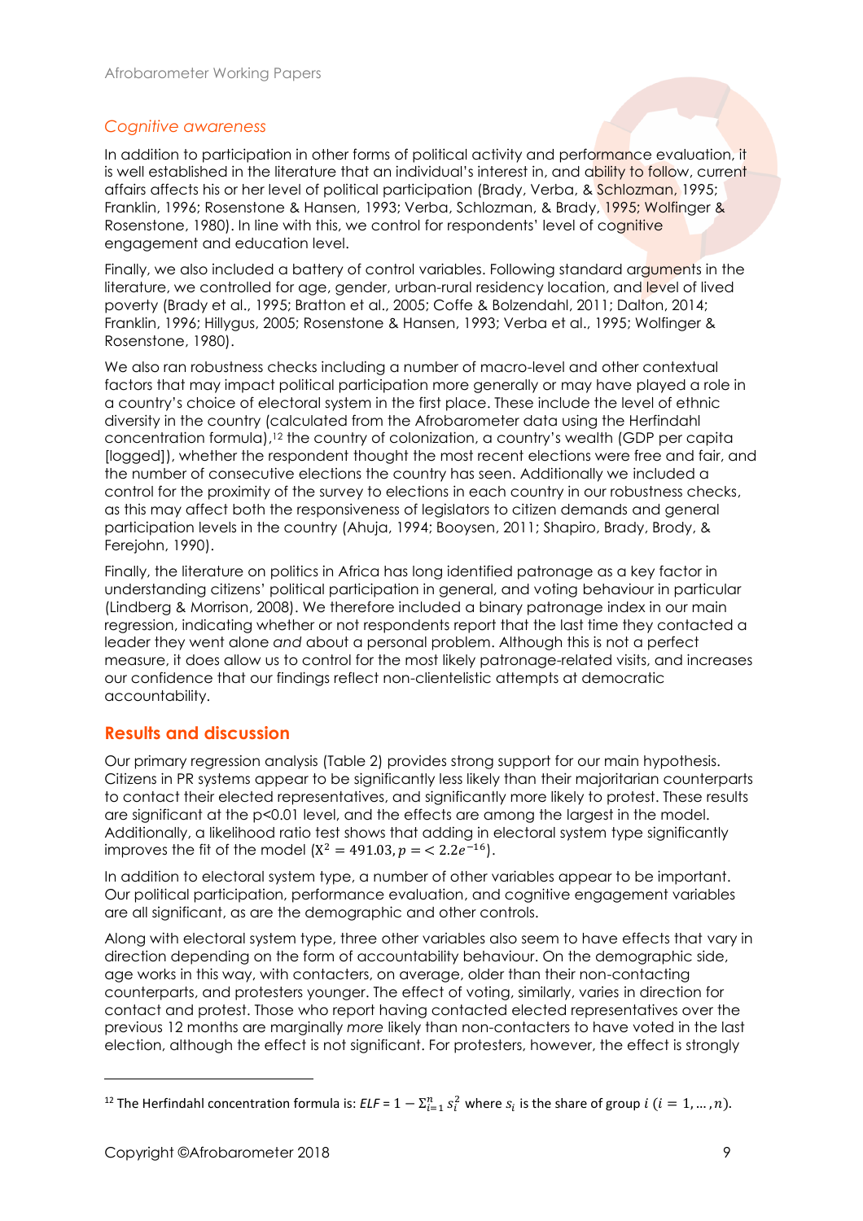### *Cognitive awareness*

In addition to participation in other forms of political activity and performance evaluation, it is well established in the literature that an individual's interest in, and ability to follow, current affairs affects his or her level of political participation (Brady, Verba, & Schlozman, 1995; Franklin, 1996; Rosenstone & Hansen, 1993; Verba, Schlozman, & Brady, 1995; Wolfinger & Rosenstone, 1980). In line with this, we control for respondents' level of cognitive engagement and education level.

Finally, we also included a battery of control variables. Following standard arguments in the literature, we controlled for age, gender, urban-rural residency location, and level of lived poverty (Brady et al., 1995; Bratton et al., 2005; Coffe & Bolzendahl, 2011; Dalton, 2014; Franklin, 1996; Hillygus, 2005; Rosenstone & Hansen, 1993; Verba et al., 1995; Wolfinger & Rosenstone, 1980).

We also ran robustness checks including a number of macro-level and other contextual factors that may impact political participation more generally or may have played a role in a country's choice of electoral system in the first place. These include the level of ethnic diversity in the country (calculated from the Afrobarometer data using the Herfindahl concentration formula),[12] the country of colonization, a country's wealth (GDP per capita [logged]), whether the respondent thought the most recent elections were free and fair, and the number of consecutive elections the country has seen. Additionally we included a control for the proximity of the survey to elections in each country in our robustness checks, as this may affect both the responsiveness of legislators to citizen demands and general participation levels in the country (Ahuja, 1994; Booysen, 2011; Shapiro, Brady, Brody, & Ferejohn, 1990).

Finally, the literature on politics in Africa has long identified patronage as a key factor in understanding citizens' political participation in general, and voting behaviour in particular (Lindberg & Morrison, 2008). We therefore included a binary patronage index in our main regression, indicating whether or not respondents report that the last time they contacted a leader they went alone *and* about a personal problem. Although this is not a perfect measure, it does allow us to control for the most likely patronage-related visits, and increases our confidence that our findings reflect non-clientelistic attempts at democratic accountability.

## Results and discussion

Our primary regression analysis (Table 2) provides strong support for our main hypothesis. Citizens in PR systems appear to be significantly less likely than their majoritarian counterparts to contact their elected representatives, and significantly more likely to protest. These results are significant at the p<0.01 level, and the effects are among the largest in the model. Additionally, a likelihood ratio test shows that adding in electoral system type significantly improves the fit of the model ($X^2 = 491.03, p = < 2.2e^{-16}$).

In addition to electoral system type, a number of other variables appear to be important. Our political participation, performance evaluation, and cognitive engagement variables are all significant, as are the demographic and other controls.

Along with electoral system type, three other variables also seem to have effects that vary in direction depending on the form of accountability behaviour. On the demographic side, age works in this way, with contacters, on average, older than their non-contacting counterparts, and protesters younger. The effect of voting, similarly, varies in direction for contact and protest. Those who report having contacted elected representatives over the previous 12 months are marginally *more* likely than non-contacters to have voted in the last election, although the effect is not significant. For protesters, however, the effect is strongly

---

[12] The Herfindahl concentration formula is: $ELF = 1 - \Sigma_{i=1}^{n} s_i^2$ where $s_i$ is the share of group $i$ $(i = 1, \ldots, n)$.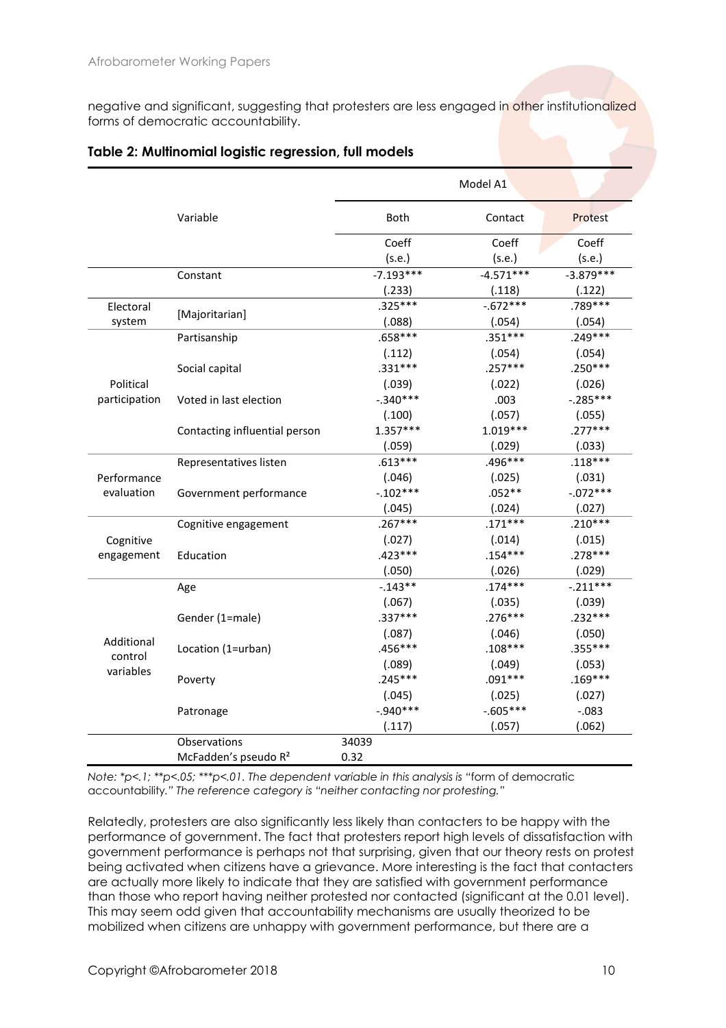negative and significant, suggesting that protesters are less engaged in other institutionalized forms of democratic accountability.

**Table 2: Multinomial logistic regression, full models**

| | Variable | Model A1 | | |
|---|---|---|---|---|
| | | Both | Contact | Protest |
| | | Coeff (s.e.) | Coeff (s.e.) | Coeff (s.e.) |
| | Constant | -7.193*** | -4.571*** | -3.879*** |
| | | (.233) | (.118) | (.122) |
| Electoral system | [Majoritarian] | .325*** | -.672*** | .789*** |
| | | (.088) | (.054) | (.054) |
| Political participation | Partisanship | .658*** | .351*** | .249*** |
| | | (.112) | (.054) | (.054) |
| | Social capital | .331*** | .257*** | .250*** |
| | | (.039) | (.022) | (.026) |
| | Voted in last election | -.340*** | .003 | -.285*** |
| | | (.100) | (.057) | (.055) |
| | Contacting influential person | 1.357*** | 1.019*** | .277*** |
| | | (.059) | (.029) | (.033) |
| Performance evaluation | Representatives listen | .613*** | .496*** | .118*** |
| | | (.046) | (.025) | (.031) |
| | Government performance | -.102*** | .052** | -.072*** |
| | | (.045) | (.024) | (.027) |
| Cognitive engagement | Cognitive engagement | .267*** | .171*** | .210*** |
| | | (.027) | (.014) | (.015) |
| | Education | .423*** | .154*** | .278*** |
| | | (.050) | (.026) | (.029) |
| Additional control variables | Age | -.143** | .174*** | -.211*** |
| | | (.067) | (.035) | (.039) |
| | Gender (1=male) | .337*** | .276*** | .232*** |
| | | (.087) | (.046) | (.050) |
| | Location (1=urban) | .456*** | .108*** | .355*** |
| | | (.089) | (.049) | (.053) |
| | Poverty | .245*** | .091*** | .169*** |
| | | (.045) | (.025) | (.027) |
| | Patronage | -.940*** | -.605*** | -.083 |
| | | (.117) | (.057) | (.062) |
| | Observations | 34039 | | |
| | McFadden's pseudo $R^2$ | 0.32 | | |

*Note: *p<.1; **p<.05; ***p<.01. The dependent variable in this analysis is "form of democratic accountability." The reference category is "neither contacting nor protesting."*

Relatedly, protesters are also significantly less likely than contacters to be happy with the performance of government. The fact that protesters report high levels of dissatisfaction with government performance is perhaps not that surprising, given that our theory rests on protest being activated when citizens have a grievance. More interesting is the fact that contacters are actually more likely to indicate that they are satisfied with government performance than those who report having neither protested nor contacted (significant at the 0.01 level). This may seem odd given that accountability mechanisms are usually theorized to be mobilized when citizens are unhappy with government performance, but there are a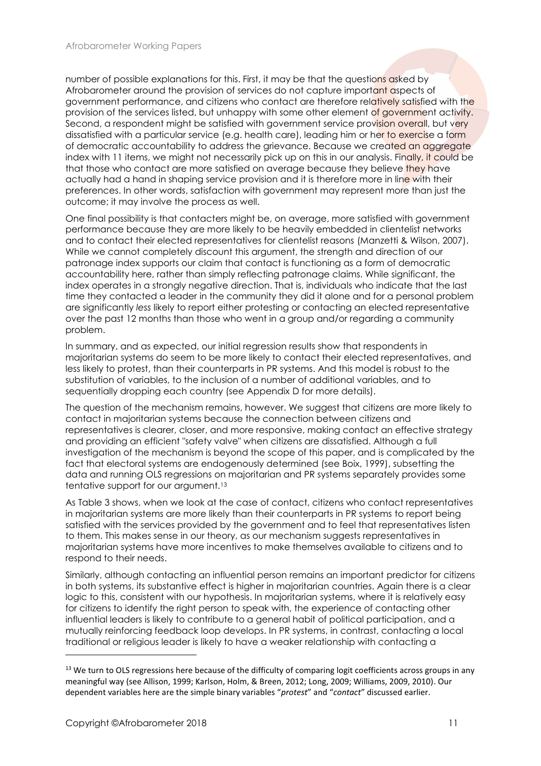number of possible explanations for this. First, it may be that the questions asked by Afrobarometer around the provision of services do not capture important aspects of government performance, and citizens who contact are therefore relatively satisfied with the provision of the services listed, but unhappy with some other element of government activity. Second, a respondent might be satisfied with government service provision overall, but very dissatisfied with a particular service (e.g. health care), leading him or her to exercise a form of democratic accountability to address the grievance. Because we created an aggregate index with 11 items, we might not necessarily pick up on this in our analysis. Finally, it could be that those who contact are more satisfied on average because they believe they have actually had a hand in shaping service provision and it is therefore more in line with their preferences. In other words, satisfaction with government may represent more than just the outcome; it may involve the process as well.

One final possibility is that contacters might be, on average, more satisfied with government performance because they are more likely to be heavily embedded in clientelist networks and to contact their elected representatives for clientelist reasons (Manzetti & Wilson, 2007). While we cannot completely discount this argument, the strength and direction of our patronage index supports our claim that contact is functioning as a form of democratic accountability here, rather than simply reflecting patronage claims. While significant, the index operates in a strongly negative direction. That is, individuals who indicate that the last time they contacted a leader in the community they did it alone and for a personal problem are significantly *less* likely to report either protesting or contacting an elected representative over the past 12 months than those who went in a group and/or regarding a community problem.

In summary, and as expected, our initial regression results show that respondents in majoritarian systems do seem to be more likely to contact their elected representatives, and less likely to protest, than their counterparts in PR systems. And this model is robust to the substitution of variables, to the inclusion of a number of additional variables, and to sequentially dropping each country (see Appendix D for more details).

The question of the mechanism remains, however. We suggest that citizens are more likely to contact in majoritarian systems because the connection between citizens and representatives is clearer, closer, and more responsive, making contact an effective strategy and providing an efficient "safety valve" when citizens are dissatisfied. Although a full investigation of the mechanism is beyond the scope of this paper, and is complicated by the fact that electoral systems are endogenously determined (see Boix, 1999), subsetting the data and running OLS regressions on majoritarian and PR systems separately provides some tentative support for our argument.[13]

As Table 3 shows, when we look at the case of contact, citizens who contact representatives in majoritarian systems are more likely than their counterparts in PR systems to report being satisfied with the services provided by the government and to feel that representatives listen to them. This makes sense in our theory, as our mechanism suggests representatives in majoritarian systems have more incentives to make themselves available to citizens and to respond to their needs.

Similarly, although contacting an influential person remains an important predictor for citizens in both systems, its substantive effect is higher in majoritarian countries. Again there is a clear logic to this, consistent with our hypothesis. In majoritarian systems, where it is relatively easy for citizens to identify the right person to speak with, the experience of contacting other influential leaders is likely to contribute to a general habit of political participation, and a mutually reinforcing feedback loop develops. In PR systems, in contrast, contacting a local traditional or religious leader is likely to have a weaker relationship with contacting a

[13] We turn to OLS regressions here because of the difficulty of comparing logit coefficients across groups in any meaningful way (see Allison, 1999; Karlson, Holm, & Breen, 2012; Long, 2009; Williams, 2009, 2010). Our dependent variables here are the simple binary variables "*protest*" and "*contact*" discussed earlier.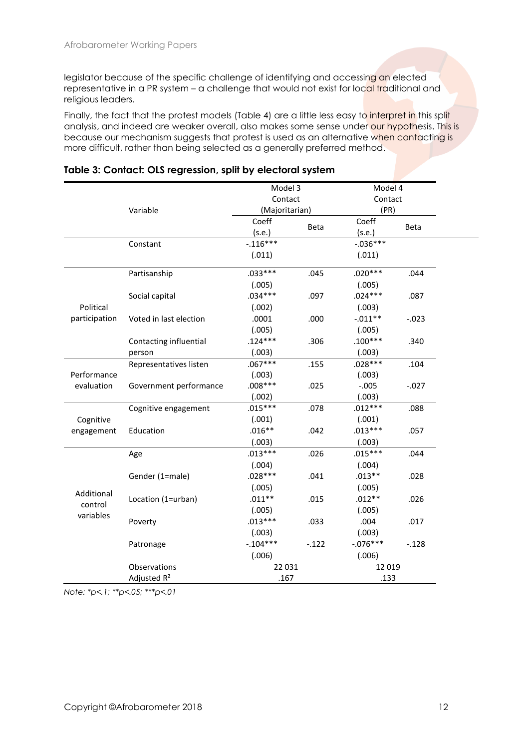legislator because of the specific challenge of identifying and accessing an elected representative in a PR system – a challenge that would not exist for local traditional and religious leaders.

Finally, the fact that the protest models (Table 4) are a little less easy to interpret in this split analysis, and indeed are weaker overall, also makes some sense under our hypothesis. This is because our mechanism suggests that protest is used as an alternative when contacting is more difficult, rather than being selected as a generally preferred method.

### Table 3: Contact: OLS regression, split by electoral system

| | Variable | Model 3 Contact (Majoritarian) | | Model 4 Contact (PR) | |
|---|---|---|---|---|---|
| | | Coeff (s.e.) | Beta | Coeff (s.e.) | Beta |
| | Constant | -.116*** (.011) | | -.036*** (.011) | |
| Political participation | Partisanship | .033*** (.005) | .045 | .020*** (.005) | .044 |
| | Social capital | .034*** (.002) | .097 | .024*** (.003) | .087 |
| | Voted in last election | .0001 (.005) | .000 | -.011** (.005) | -.023 |
| | Contacting influential person | .124*** (.003) | .306 | .100*** (.003) | .340 |
| Performance evaluation | Representatives listen | .067*** (.003) | .155 | .028*** (.003) | .104 |
| | Government performance | .008*** (.002) | .025 | -.005 (.003) | -.027 |
| Cognitive engagement | Cognitive engagement | .015*** (.001) | .078 | .012*** (.001) | .088 |
| | Education | .016** (.003) | .042 | .013*** (.003) | .057 |
| Additional control variables | Age | .013*** (.004) | .026 | .015*** (.004) | .044 |
| | Gender (1=male) | .028*** (.005) | .041 | .013** (.005) | .028 |
| | Location (1=urban) | .011** (.005) | .015 | .012** (.005) | .026 |
| | Poverty | .013*** (.003) | .033 | .004 (.003) | .017 |
| | Patronage | -.104*** (.006) | -.122 | -.076*** (.006) | -.128 |
| | Observations | 22 031 | | 12 019 | |
| | Adjusted $R^2$ | .167 | | .133 | |

*Note: \*p<.1; \*\*p<.05; \*\*\*p<.01*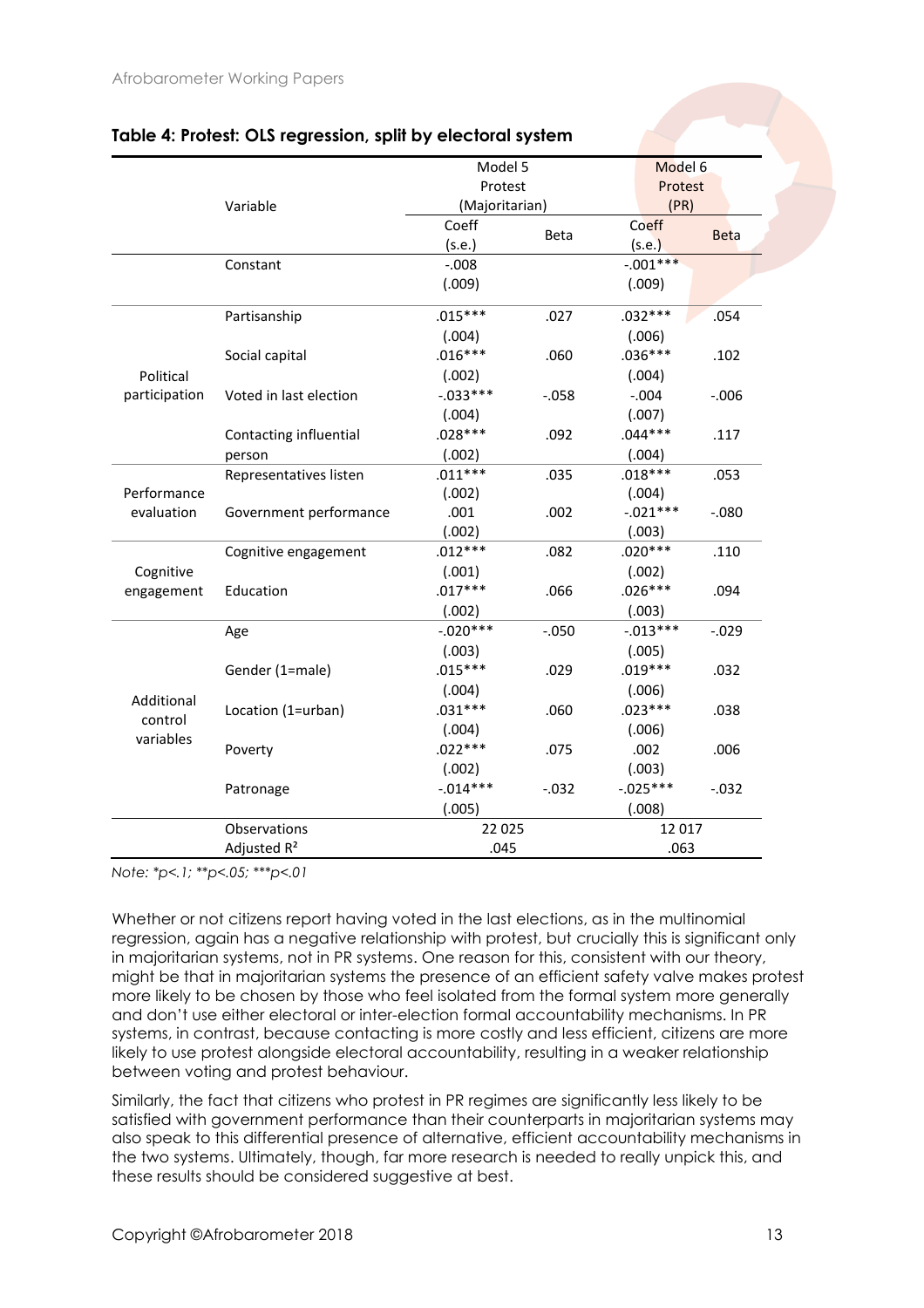**Table 4: Protest: OLS regression, split by electoral system**

| | Variable | Model 5 Protest (Majoritarian) | | Model 6 Protest (PR) | |
|---|---|---|---|---|---|
| | | Coeff (s.e.) | Beta | Coeff (s.e.) | Beta |
| | Constant | -.008 | | -.001*** | |
| | | (.009) | | (.009) | |
| Political participation | Partisanship | .015*** | .027 | .032*** | .054 |
| | | (.004) | | (.006) | |
| | Social capital | .016*** | .060 | .036*** | .102 |
| | | (.002) | | (.004) | |
| | Voted in last election | -.033*** | -.058 | -.004 | -.006 |
| | | (.004) | | (.007) | |
| | Contacting influential person | .028*** | .092 | .044*** | .117 |
| | | (.002) | | (.004) | |
| Performance evaluation | Representatives listen | .011*** | .035 | .018*** | .053 |
| | | (.002) | | (.004) | |
| | Government performance | .001 | .002 | -.021*** | -.080 |
| | | (.002) | | (.003) | |
| Cognitive engagement | Cognitive engagement | .012*** | .082 | .020*** | .110 |
| | | (.001) | | (.002) | |
| | Education | .017*** | .066 | .026*** | .094 |
| | | (.002) | | (.003) | |
| Additional control variables | Age | -.020*** | -.050 | -.013*** | -.029 |
| | | (.003) | | (.005) | |
| | Gender (1=male) | .015*** | .029 | .019*** | .032 |
| | | (.004) | | (.006) | |
| | Location (1=urban) | .031*** | .060 | .023*** | .038 |
| | | (.004) | | (.006) | |
| | Poverty | .022*** | .075 | .002 | .006 |
| | | (.002) | | (.003) | |
| | Patronage | -.014*** | -.032 | -.025*** | -.032 |
| | | (.005) | | (.008) | |
| | Observations | 22 025 | | 12 017 | |
| | Adjusted $R^2$ | .045 | | .063 | |

*Note: *p<.1; **p<.05; ***p<.01*

Whether or not citizens report having voted in the last elections, as in the multinomial regression, again has a negative relationship with protest, but crucially this is significant only in majoritarian systems, not in PR systems. One reason for this, consistent with our theory, might be that in majoritarian systems the presence of an efficient safety valve makes protest more likely to be chosen by those who feel isolated from the formal system more generally and don't use either electoral or inter-election formal accountability mechanisms. In PR systems, in contrast, because contacting is more costly and less efficient, citizens are more likely to use protest alongside electoral accountability, resulting in a weaker relationship between voting and protest behaviour.

Similarly, the fact that citizens who protest in PR regimes are significantly less likely to be satisfied with government performance than their counterparts in majoritarian systems may also speak to this differential presence of alternative, efficient accountability mechanisms in the two systems. Ultimately, though, far more research is needed to really unpick this, and these results should be considered suggestive at best.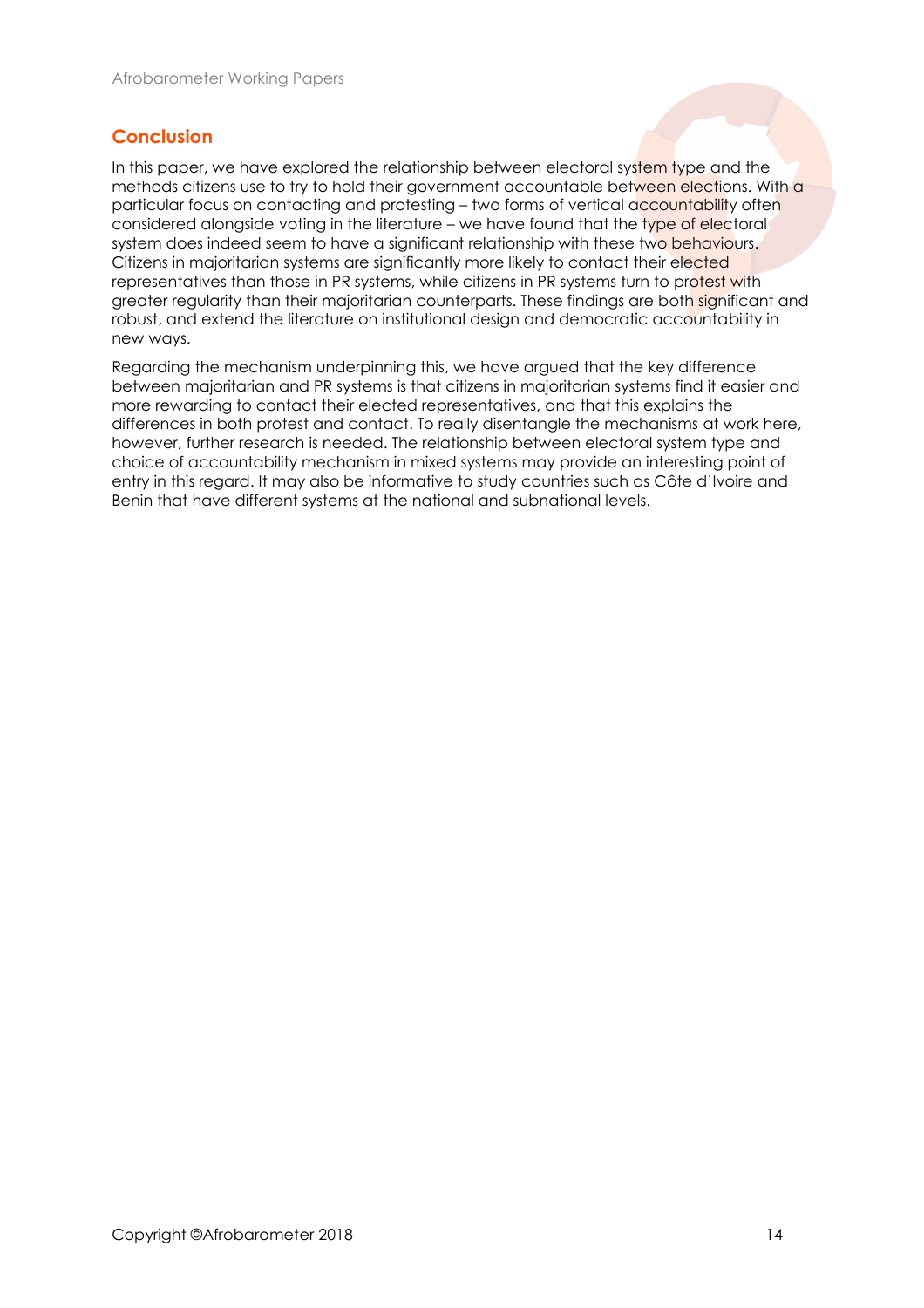## Conclusion

In this paper, we have explored the relationship between electoral system type and the methods citizens use to try to hold their government accountable between elections. With a particular focus on contacting and protesting – two forms of vertical accountability often considered alongside voting in the literature – we have found that the type of electoral system does indeed seem to have a significant relationship with these two behaviours. Citizens in majoritarian systems are significantly more likely to contact their elected representatives than those in PR systems, while citizens in PR systems turn to protest with greater regularity than their majoritarian counterparts. These findings are both significant and robust, and extend the literature on institutional design and democratic accountability in new ways.

Regarding the mechanism underpinning this, we have argued that the key difference between majoritarian and PR systems is that citizens in majoritarian systems find it easier and more rewarding to contact their elected representatives, and that this explains the differences in both protest and contact. To really disentangle the mechanisms at work here, however, further research is needed. The relationship between electoral system type and choice of accountability mechanism in mixed systems may provide an interesting point of entry in this regard. It may also be informative to study countries such as Côte d'Ivoire and Benin that have different systems at the national and subnational levels.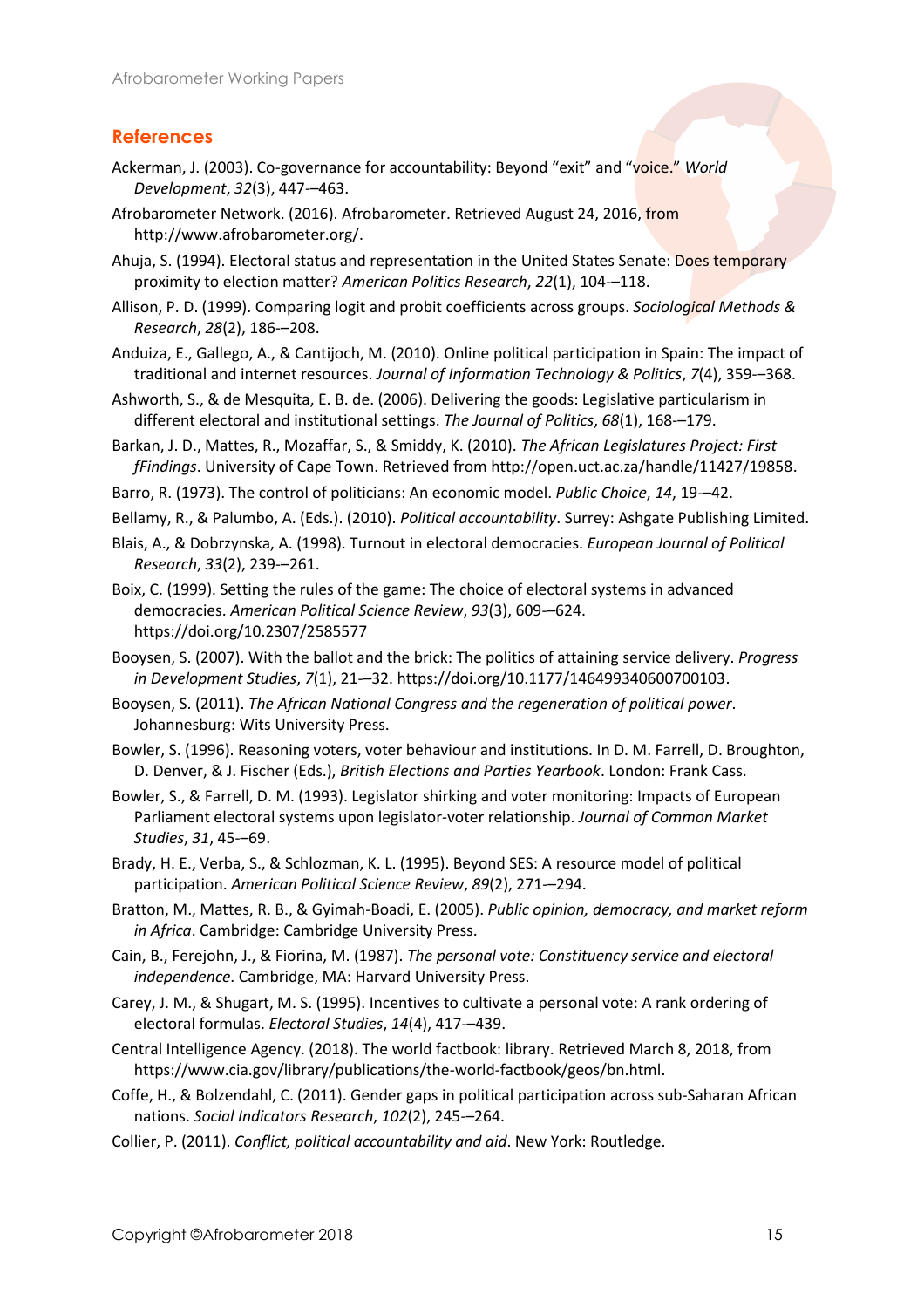## References

Ackerman, J. (2003). Co-governance for accountability: Beyond “exit” and “voice.” *World Development*, *32*(3), 447-–463.

Afrobarometer Network. (2016). Afrobarometer. Retrieved August 24, 2016, from http://www.afrobarometer.org/.

Ahuja, S. (1994). Electoral status and representation in the United States Senate: Does temporary proximity to election matter? *American Politics Research*, *22*(1), 104-–118.

Allison, P. D. (1999). Comparing logit and probit coefficients across groups. *Sociological Methods & Research*, *28*(2), 186-–208.

Anduiza, E., Gallego, A., & Cantijoch, M. (2010). Online political participation in Spain: The impact of traditional and internet resources. *Journal of Information Technology & Politics*, *7*(4), 359-–368.

Ashworth, S., & de Mesquita, E. B. de. (2006). Delivering the goods: Legislative particularism in different electoral and institutional settings. *The Journal of Politics*, *68*(1), 168-–179.

Barkan, J. D., Mattes, R., Mozaffar, S., & Smiddy, K. (2010). *The African Legislatures Project: First fFindings*. University of Cape Town. Retrieved from http://open.uct.ac.za/handle/11427/19858.

Barro, R. (1973). The control of politicians: An economic model. *Public Choice*, *14*, 19-–42.

Bellamy, R., & Palumbo, A. (Eds.). (2010). *Political accountability*. Surrey: Ashgate Publishing Limited.

Blais, A., & Dobrzynska, A. (1998). Turnout in electoral democracies. *European Journal of Political Research*, *33*(2), 239-–261.

Boix, C. (1999). Setting the rules of the game: The choice of electoral systems in advanced democracies. *American Political Science Review*, *93*(3), 609-–624. https://doi.org/10.2307/2585577

Booysen, S. (2007). With the ballot and the brick: The politics of attaining service delivery. *Progress in Development Studies*, *7*(1), 21-–32. https://doi.org/10.1177/146499340600700103.

Booysen, S. (2011). *The African National Congress and the regeneration of political power*. Johannesburg: Wits University Press.

Bowler, S. (1996). Reasoning voters, voter behaviour and institutions. In D. M. Farrell, D. Broughton, D. Denver, & J. Fischer (Eds.), *British Elections and Parties Yearbook*. London: Frank Cass.

Bowler, S., & Farrell, D. M. (1993). Legislator shirking and voter monitoring: Impacts of European Parliament electoral systems upon legislator-voter relationship. *Journal of Common Market Studies*, *31*, 45-–69.

Brady, H. E., Verba, S., & Schlozman, K. L. (1995). Beyond SES: A resource model of political participation. *American Political Science Review*, *89*(2), 271-–294.

Bratton, M., Mattes, R. B., & Gyimah-Boadi, E. (2005). *Public opinion, democracy, and market reform in Africa*. Cambridge: Cambridge University Press.

Cain, B., Ferejohn, J., & Fiorina, M. (1987). *The personal vote: Constituency service and electoral independence*. Cambridge, MA: Harvard University Press.

Carey, J. M., & Shugart, M. S. (1995). Incentives to cultivate a personal vote: A rank ordering of electoral formulas. *Electoral Studies*, *14*(4), 417-–439.

Central Intelligence Agency. (2018). The world factbook: library. Retrieved March 8, 2018, from https://www.cia.gov/library/publications/the-world-factbook/geos/bn.html.

Coffe, H., & Bolzendahl, C. (2011). Gender gaps in political participation across sub-Saharan African nations. *Social Indicators Research*, *102*(2), 245-–264.

Collier, P. (2011). *Conflict, political accountability and aid*. New York: Routledge.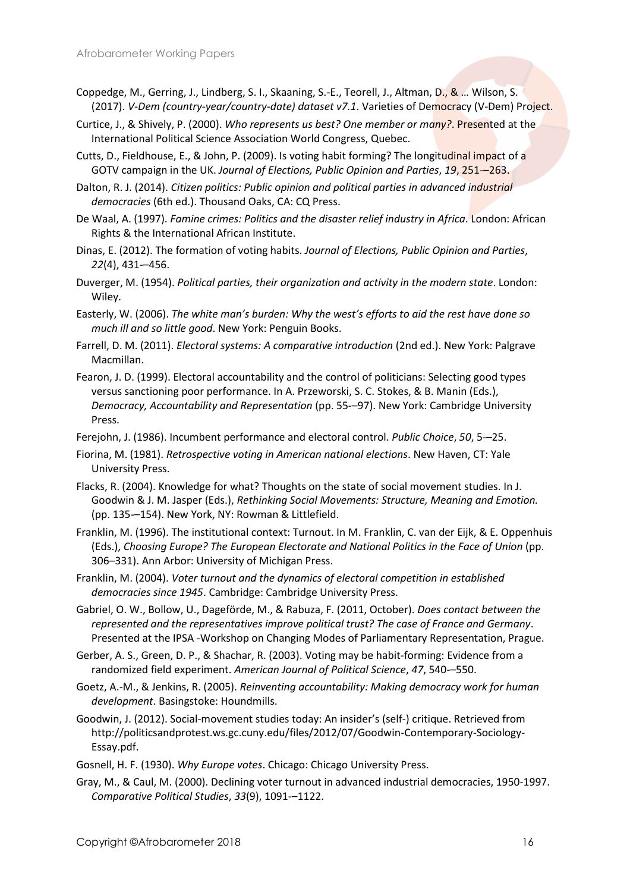Coppedge, M., Gerring, J., Lindberg, S. I., Skaaning, S.-E., Teorell, J., Altman, D., & … Wilson, S. (2017). *V-Dem (country-year/country-date) dataset v7.1*. Varieties of Democracy (V-Dem) Project.

Curtice, J., & Shively, P. (2000). *Who represents us best? One member or many?*. Presented at the International Political Science Association World Congress, Quebec.

Cutts, D., Fieldhouse, E., & John, P. (2009). Is voting habit forming? The longitudinal impact of a GOTV campaign in the UK. *Journal of Elections, Public Opinion and Parties*, *19*, 251-–263.

Dalton, R. J. (2014). *Citizen politics: Public opinion and political parties in advanced industrial democracies* (6th ed.). Thousand Oaks, CA: CQ Press.

De Waal, A. (1997). *Famine crimes: Politics and the disaster relief industry in Africa*. London: African Rights & the International African Institute.

Dinas, E. (2012). The formation of voting habits. *Journal of Elections, Public Opinion and Parties*, *22*(4), 431-–456.

Duverger, M. (1954). *Political parties, their organization and activity in the modern state*. London: Wiley.

Easterly, W. (2006). *The white man's burden: Why the west's efforts to aid the rest have done so much ill and so little good*. New York: Penguin Books.

Farrell, D. M. (2011). *Electoral systems: A comparative introduction* (2nd ed.). New York: Palgrave Macmillan.

Fearon, J. D. (1999). Electoral accountability and the control of politicians: Selecting good types versus sanctioning poor performance. In A. Przeworski, S. C. Stokes, & B. Manin (Eds.), *Democracy, Accountability and Representation* (pp. 55-–97). New York: Cambridge University Press.

Ferejohn, J. (1986). Incumbent performance and electoral control. *Public Choice*, *50*, 5-–25.

Fiorina, M. (1981). *Retrospective voting in American national elections*. New Haven, CT: Yale University Press.

Flacks, R. (2004). Knowledge for what? Thoughts on the state of social movement studies. In J. Goodwin & J. M. Jasper (Eds.), *Rethinking Social Movements: Structure, Meaning and Emotion.* (pp. 135-–154). New York, NY: Rowman & Littlefield.

Franklin, M. (1996). The institutional context: Turnout. In M. Franklin, C. van der Eijk, & E. Oppenhuis (Eds.), *Choosing Europe? The European Electorate and National Politics in the Face of Union* (pp. 306–331). Ann Arbor: University of Michigan Press.

Franklin, M. (2004). *Voter turnout and the dynamics of electoral competition in established democracies since 1945*. Cambridge: Cambridge University Press.

Gabriel, O. W., Bollow, U., Dageförde, M., & Rabuza, F. (2011, October). *Does contact between the represented and the representatives improve political trust? The case of France and Germany*. Presented at the IPSA -Workshop on Changing Modes of Parliamentary Representation, Prague.

Gerber, A. S., Green, D. P., & Shachar, R. (2003). Voting may be habit-forming: Evidence from a randomized field experiment. *American Journal of Political Science*, *47*, 540-–550.

Goetz, A.-M., & Jenkins, R. (2005). *Reinventing accountability: Making democracy work for human development*. Basingstoke: Houndmills.

Goodwin, J. (2012). Social-movement studies today: An insider's (self-) critique. Retrieved from http://politicsandprotest.ws.gc.cuny.edu/files/2012/07/Goodwin-Contemporary-Sociology-Essay.pdf.

Gosnell, H. F. (1930). *Why Europe votes*. Chicago: Chicago University Press.

Gray, M., & Caul, M. (2000). Declining voter turnout in advanced industrial democracies, 1950-1997. *Comparative Political Studies*, *33*(9), 1091-–1122.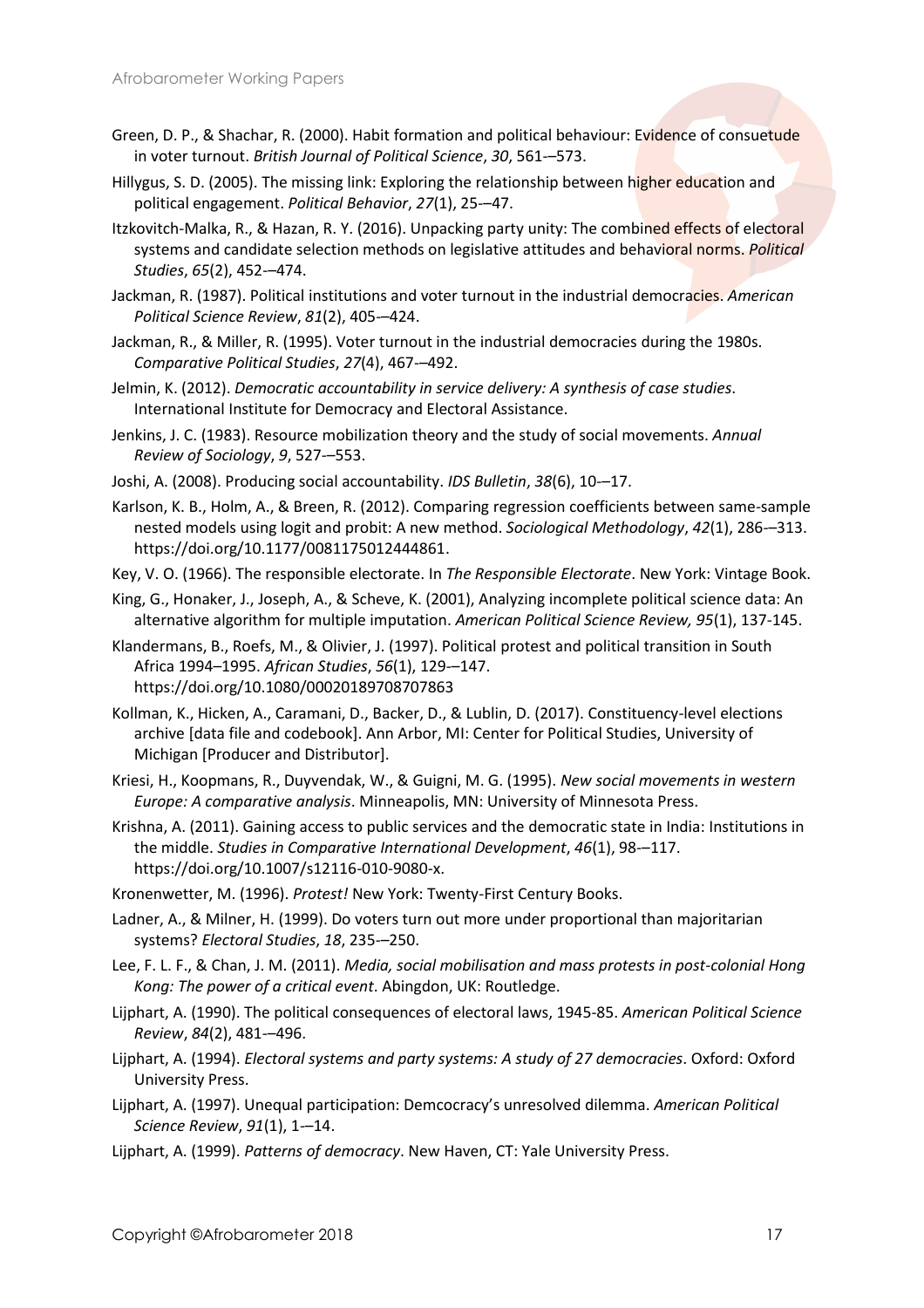Green, D. P., & Shachar, R. (2000). Habit formation and political behaviour: Evidence of consuetude in voter turnout. *British Journal of Political Science*, *30*, 561-–573.

Hillygus, S. D. (2005). The missing link: Exploring the relationship between higher education and political engagement. *Political Behavior*, *27*(1), 25-–47.

Itzkovitch-Malka, R., & Hazan, R. Y. (2016). Unpacking party unity: The combined effects of electoral systems and candidate selection methods on legislative attitudes and behavioral norms. *Political Studies*, *65*(2), 452-–474.

Jackman, R. (1987). Political institutions and voter turnout in the industrial democracies. *American Political Science Review*, *81*(2), 405-–424.

Jackman, R., & Miller, R. (1995). Voter turnout in the industrial democracies during the 1980s. *Comparative Political Studies*, *27*(4), 467-–492.

Jelmin, K. (2012). *Democratic accountability in service delivery: A synthesis of case studies*. International Institute for Democracy and Electoral Assistance.

Jenkins, J. C. (1983). Resource mobilization theory and the study of social movements. *Annual Review of Sociology*, *9*, 527-–553.

Joshi, A. (2008). Producing social accountability. *IDS Bulletin*, *38*(6), 10-–17.

Karlson, K. B., Holm, A., & Breen, R. (2012). Comparing regression coefficients between same-sample nested models using logit and probit: A new method. *Sociological Methodology*, *42*(1), 286-–313. https://doi.org/10.1177/0081175012444861.

Key, V. O. (1966). The responsible electorate. In *The Responsible Electorate*. New York: Vintage Book.

King, G., Honaker, J., Joseph, A., & Scheve, K. (2001), Analyzing incomplete political science data: An alternative algorithm for multiple imputation. *American Political Science Review, 95*(1), 137-145.

Klandermans, B., Roefs, M., & Olivier, J. (1997). Political protest and political transition in South Africa 1994–1995. *African Studies*, *56*(1), 129-–147. https://doi.org/10.1080/00020189708707863

Kollman, K., Hicken, A., Caramani, D., Backer, D., & Lublin, D. (2017). Constituency-level elections archive [data file and codebook]. Ann Arbor, MI: Center for Political Studies, University of Michigan [Producer and Distributor].

Kriesi, H., Koopmans, R., Duyvendak, W., & Guigni, M. G. (1995). *New social movements in western Europe: A comparative analysis*. Minneapolis, MN: University of Minnesota Press.

Krishna, A. (2011). Gaining access to public services and the democratic state in India: Institutions in the middle. *Studies in Comparative International Development*, *46*(1), 98-–117. https://doi.org/10.1007/s12116-010-9080-x.

Kronenwetter, M. (1996). *Protest!* New York: Twenty-First Century Books.

Ladner, A., & Milner, H. (1999). Do voters turn out more under proportional than majoritarian systems? *Electoral Studies*, *18*, 235-–250.

Lee, F. L. F., & Chan, J. M. (2011). *Media, social mobilisation and mass protests in post-colonial Hong Kong: The power of a critical event*. Abingdon, UK: Routledge.

Lijphart, A. (1990). The political consequences of electoral laws, 1945-85. *American Political Science Review*, *84*(2), 481-–496.

Lijphart, A. (1994). *Electoral systems and party systems: A study of 27 democracies*. Oxford: Oxford University Press.

Lijphart, A. (1997). Unequal participation: Demcocracy's unresolved dilemma. *American Political Science Review*, *91*(1), 1-–14.

Lijphart, A. (1999). *Patterns of democracy*. New Haven, CT: Yale University Press.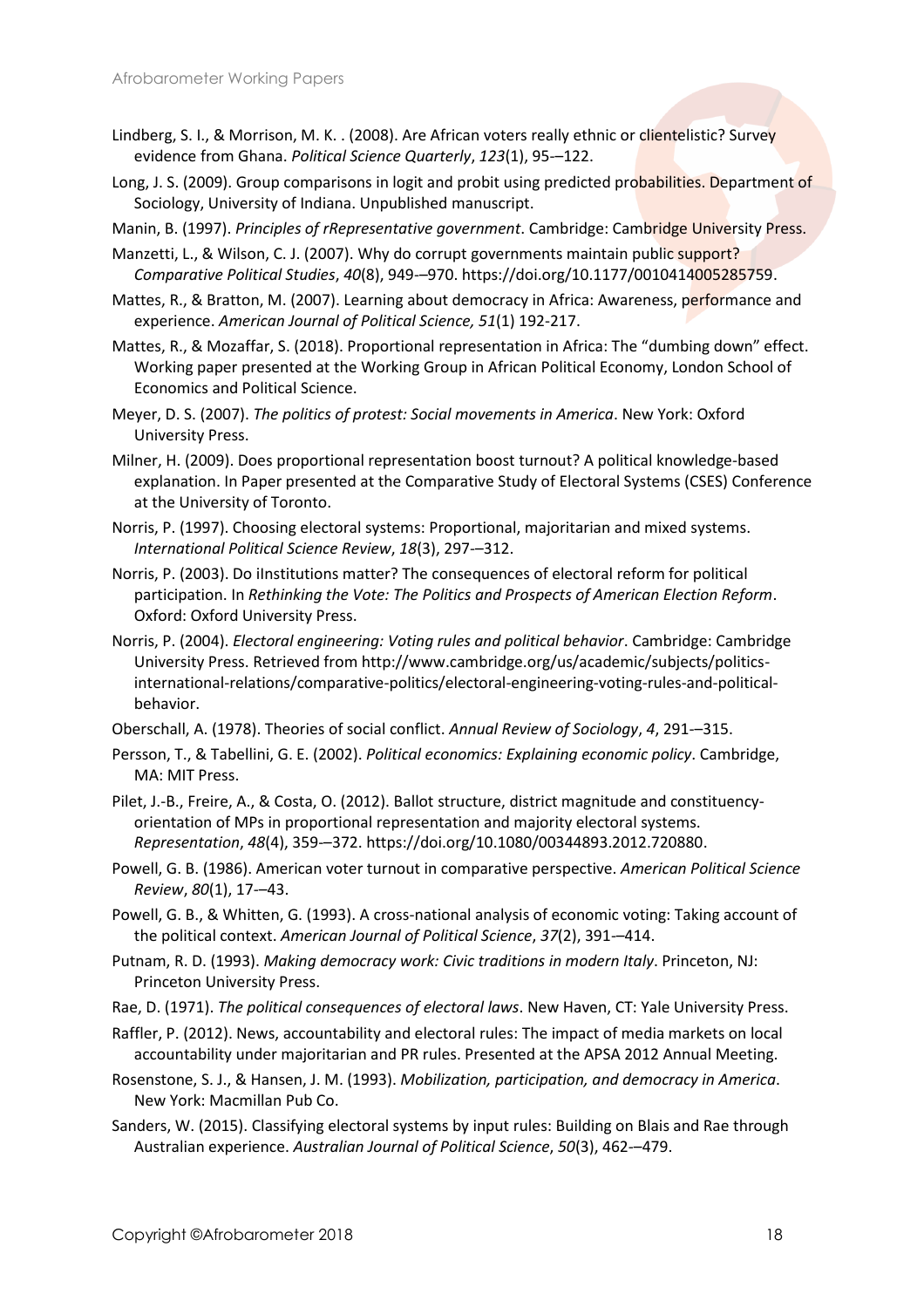Lindberg, S. I., & Morrison, M. K. . (2008). Are African voters really ethnic or clientelistic? Survey evidence from Ghana. *Political Science Quarterly*, *123*(1), 95-–122.

Long, J. S. (2009). Group comparisons in logit and probit using predicted probabilities. Department of Sociology, University of Indiana. Unpublished manuscript.

Manin, B. (1997). *Principles of rRepresentative government*. Cambridge: Cambridge University Press.

Manzetti, L., & Wilson, C. J. (2007). Why do corrupt governments maintain public support? *Comparative Political Studies*, *40*(8), 949-–970. https://doi.org/10.1177/0010414005285759.

Mattes, R., & Bratton, M. (2007). Learning about democracy in Africa: Awareness, performance and experience. *American Journal of Political Science, 51*(1) 192-217.

Mattes, R., & Mozaffar, S. (2018). Proportional representation in Africa: The "dumbing down" effect. Working paper presented at the Working Group in African Political Economy, London School of Economics and Political Science.

Meyer, D. S. (2007). *The politics of protest: Social movements in America*. New York: Oxford University Press.

Milner, H. (2009). Does proportional representation boost turnout? A political knowledge-based explanation. In Paper presented at the Comparative Study of Electoral Systems (CSES) Conference at the University of Toronto.

Norris, P. (1997). Choosing electoral systems: Proportional, majoritarian and mixed systems. *International Political Science Review*, *18*(3), 297-–312.

Norris, P. (2003). Do iInstitutions matter? The consequences of electoral reform for political participation. In *Rethinking the Vote: The Politics and Prospects of American Election Reform*. Oxford: Oxford University Press.

Norris, P. (2004). *Electoral engineering: Voting rules and political behavior*. Cambridge: Cambridge University Press. Retrieved from http://www.cambridge.org/us/academic/subjects/politics-international-relations/comparative-politics/electoral-engineering-voting-rules-and-political-behavior.

Oberschall, A. (1978). Theories of social conflict. *Annual Review of Sociology*, *4*, 291-–315.

Persson, T., & Tabellini, G. E. (2002). *Political economics: Explaining economic policy*. Cambridge, MA: MIT Press.

Pilet, J.-B., Freire, A., & Costa, O. (2012). Ballot structure, district magnitude and constituency-orientation of MPs in proportional representation and majority electoral systems. *Representation*, *48*(4), 359-–372. https://doi.org/10.1080/00344893.2012.720880.

Powell, G. B. (1986). American voter turnout in comparative perspective. *American Political Science Review*, *80*(1), 17-–43.

Powell, G. B., & Whitten, G. (1993). A cross-national analysis of economic voting: Taking account of the political context. *American Journal of Political Science*, *37*(2), 391-–414.

Putnam, R. D. (1993). *Making democracy work: Civic traditions in modern Italy*. Princeton, NJ: Princeton University Press.

Rae, D. (1971). *The political consequences of electoral laws*. New Haven, CT: Yale University Press.

Raffler, P. (2012). News, accountability and electoral rules: The impact of media markets on local accountability under majoritarian and PR rules. Presented at the APSA 2012 Annual Meeting.

Rosenstone, S. J., & Hansen, J. M. (1993). *Mobilization, participation, and democracy in America*. New York: Macmillan Pub Co.

Sanders, W. (2015). Classifying electoral systems by input rules: Building on Blais and Rae through Australian experience. *Australian Journal of Political Science*, *50*(3), 462-–479.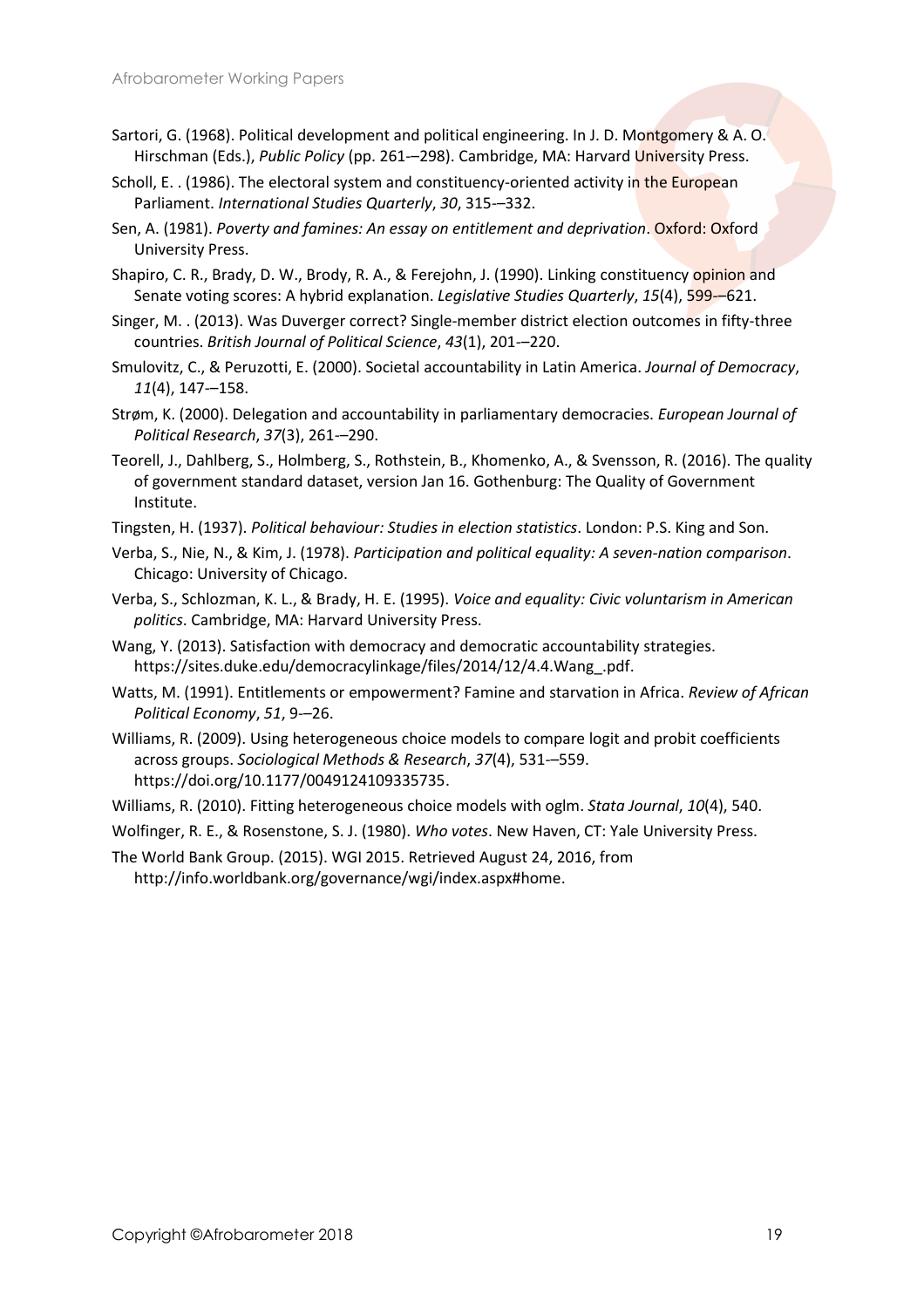Sartori, G. (1968). Political development and political engineering. In J. D. Montgomery & A. O. Hirschman (Eds.), *Public Policy* (pp. 261-–298). Cambridge, MA: Harvard University Press.

Scholl, E. . (1986). The electoral system and constituency-oriented activity in the European Parliament. *International Studies Quarterly*, *30*, 315-–332.

Sen, A. (1981). *Poverty and famines: An essay on entitlement and deprivation*. Oxford: Oxford University Press.

Shapiro, C. R., Brady, D. W., Brody, R. A., & Ferejohn, J. (1990). Linking constituency opinion and Senate voting scores: A hybrid explanation. *Legislative Studies Quarterly*, *15*(4), 599-–621.

Singer, M. . (2013). Was Duverger correct? Single-member district election outcomes in fifty-three countries. *British Journal of Political Science*, *43*(1), 201-–220.

Smulovitz, C., & Peruzzotti, E. (2000). Societal accountability in Latin America. *Journal of Democracy*, *11*(4), 147-–158.

Strøm, K. (2000). Delegation and accountability in parliamentary democracies. *European Journal of Political Research*, *37*(3), 261-–290.

Teorell, J., Dahlberg, S., Holmberg, S., Rothstein, B., Khomenko, A., & Svensson, R. (2016). The quality of government standard dataset, version Jan 16. Gothenburg: The Quality of Government Institute.

Tingsten, H. (1937). *Political behaviour: Studies in election statistics*. London: P.S. King and Son.

Verba, S., Nie, N., & Kim, J. (1978). *Participation and political equality: A seven-nation comparison*. Chicago: University of Chicago.

Verba, S., Schlozman, K. L., & Brady, H. E. (1995). *Voice and equality: Civic voluntarism in American politics*. Cambridge, MA: Harvard University Press.

Wang, Y. (2013). Satisfaction with democracy and democratic accountability strategies. https://sites.duke.edu/democracylinkage/files/2014/12/4.4.Wang_.pdf.

Watts, M. (1991). Entitlements or empowerment? Famine and starvation in Africa. *Review of African Political Economy*, *51*, 9-–26.

Williams, R. (2009). Using heterogeneous choice models to compare logit and probit coefficients across groups. *Sociological Methods & Research*, *37*(4), 531-–559. https://doi.org/10.1177/0049124109335735.

Williams, R. (2010). Fitting heterogeneous choice models with oglm. *Stata Journal*, *10*(4), 540.

Wolfinger, R. E., & Rosenstone, S. J. (1980). *Who votes*. New Haven, CT: Yale University Press.

The World Bank Group. (2015). WGI 2015. Retrieved August 24, 2016, from http://info.worldbank.org/governance/wgi/index.aspx#home.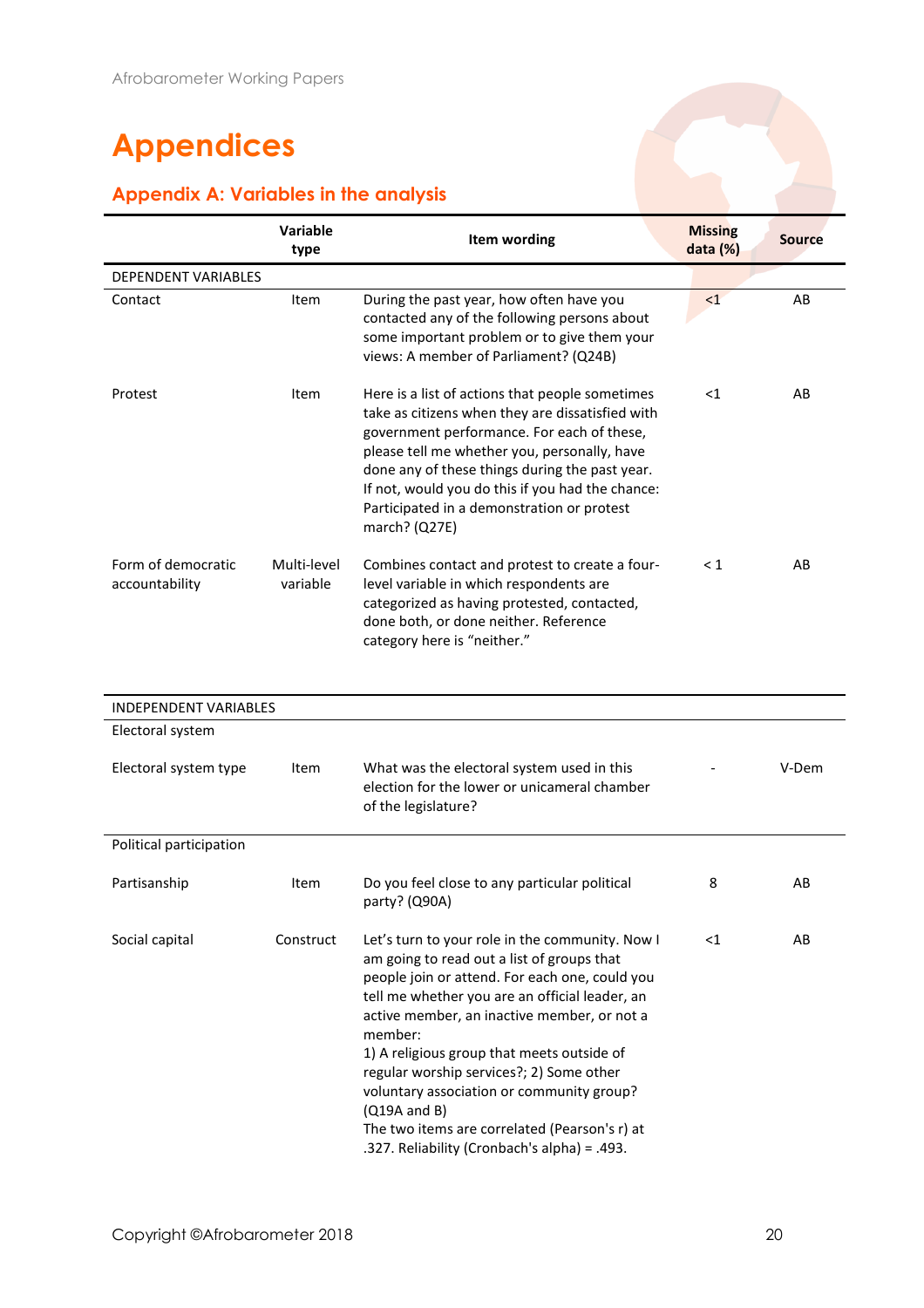# Appendices

## Appendix A: Variables in the analysis

| | Variable type | Item wording | Missing data (%) | Source |
|---|---|---|---|---|
| DEPENDENT VARIABLES | | | | |
| Contact | Item | During the past year, how often have you contacted any of the following persons about some important problem or to give them your views: A member of Parliament? (Q24B) | <1 | AB |
| Protest | Item | Here is a list of actions that people sometimes take as citizens when they are dissatisfied with government performance. For each of these, please tell me whether you, personally, have done any of these things during the past year. If not, would you do this if you had the chance: Participated in a demonstration or protest march? (Q27E) | <1 | AB |
| Form of democratic accountability | Multi-level variable | Combines contact and protest to create a four-level variable in which respondents are categorized as having protested, contacted, done both, or done neither. Reference category here is "neither." | < 1 | AB |
| INDEPENDENT VARIABLES | | | | |
| Electoral system | | | | |
| Electoral system type | Item | What was the electoral system used in this election for the lower or unicameral chamber of the legislature? | - | V-Dem |
| Political participation | | | | |
| Partisanship | Item | Do you feel close to any particular political party? (Q90A) | 8 | AB |
| Social capital | Construct | Let's turn to your role in the community. Now I am going to read out a list of groups that people join or attend. For each one, could you tell me whether you are an official leader, an active member, an inactive member, or not a member: 1) A religious group that meets outside of regular worship services?; 2) Some other voluntary association or community group? (Q19A and B) The two items are correlated (Pearson's r) at .327. Reliability (Cronbach's alpha) = .493. | <1 | AB |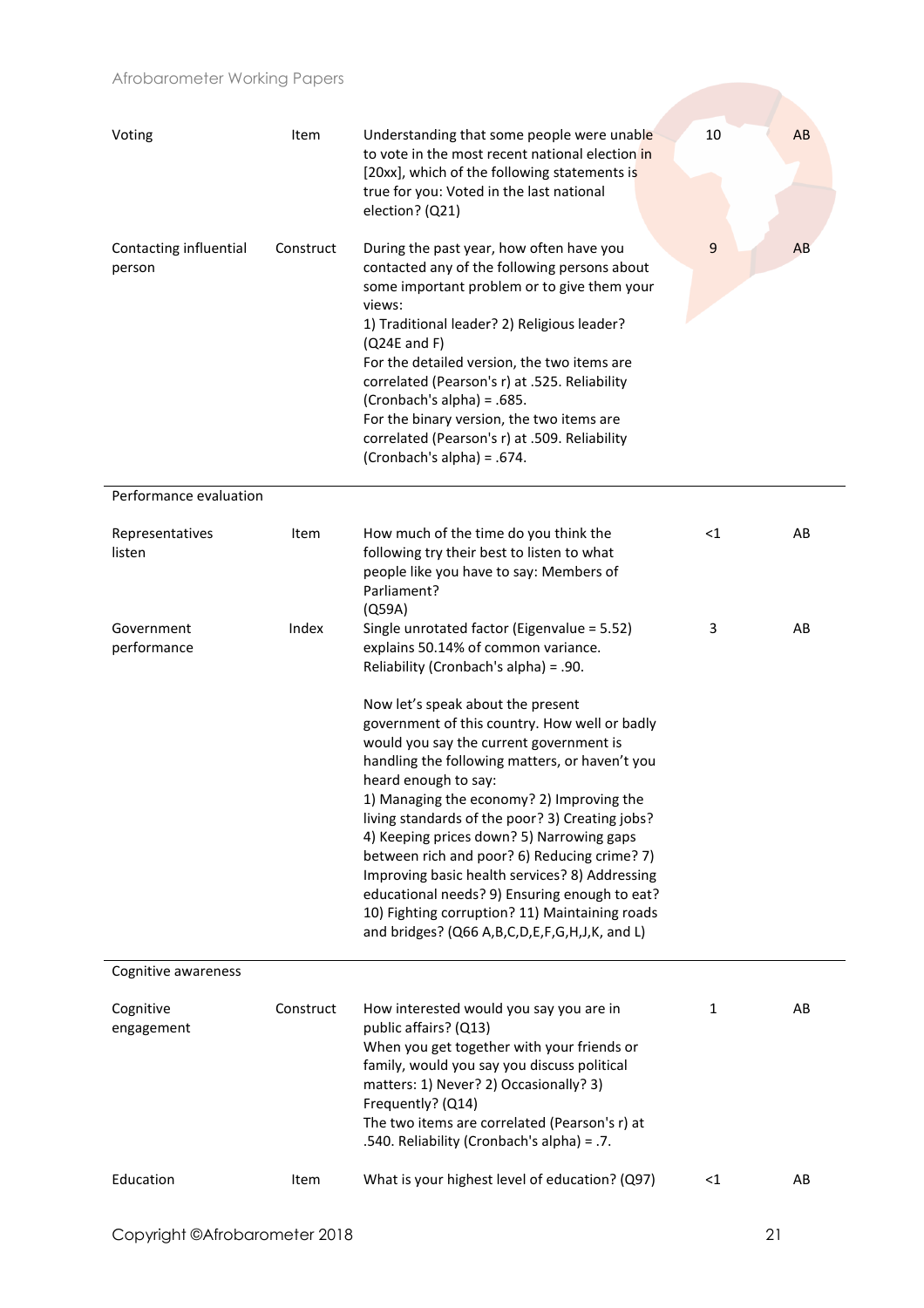| | | | | |
|---|---|---|---|---|
| Voting | Item | Understanding that some people were unable to vote in the most recent national election in [20xx], which of the following statements is true for you: Voted in the last national election? (Q21) | 10 | AB |
| Contacting influential person | Construct | During the past year, how often have you contacted any of the following persons about some important problem or to give them your views:<br>1) Traditional leader? 2) Religious leader? (Q24E and F)<br>For the detailed version, the two items are correlated (Pearson's r) at .525. Reliability (Cronbach's alpha) = .685.<br>For the binary version, the two items are correlated (Pearson's r) at .509. Reliability (Cronbach's alpha) = .674. | 9 | AB |
| **Performance evaluation** | | | | |
| Representatives listen | Item | How much of the time do you think the following try their best to listen to what people like you have to say: Members of Parliament?<br>(Q59A) | <1 | AB |
| Government performance | Index | Single unrotated factor (Eigenvalue = 5.52) explains 50.14% of common variance. Reliability (Cronbach's alpha) = .90.<br><br>Now let's speak about the present government of this country. How well or badly would you say the current government is handling the following matters, or haven't you heard enough to say:<br>1) Managing the economy? 2) Improving the living standards of the poor? 3) Creating jobs? 4) Keeping prices down? 5) Narrowing gaps between rich and poor? 6) Reducing crime? 7) Improving basic health services? 8) Addressing educational needs? 9) Ensuring enough to eat? 10) Fighting corruption? 11) Maintaining roads and bridges? (Q66 A,B,C,D,E,F,G,H,J,K, and L) | 3 | AB |
| **Cognitive awareness** | | | | |
| Cognitive engagement | Construct | How interested would you say you are in public affairs? (Q13)<br>When you get together with your friends or family, would you say you discuss political matters: 1) Never? 2) Occasionally? 3) Frequently? (Q14)<br>The two items are correlated (Pearson's r) at .540. Reliability (Cronbach's alpha) = .7. | 1 | AB |
| Education | Item | What is your highest level of education? (Q97) | <1 | AB |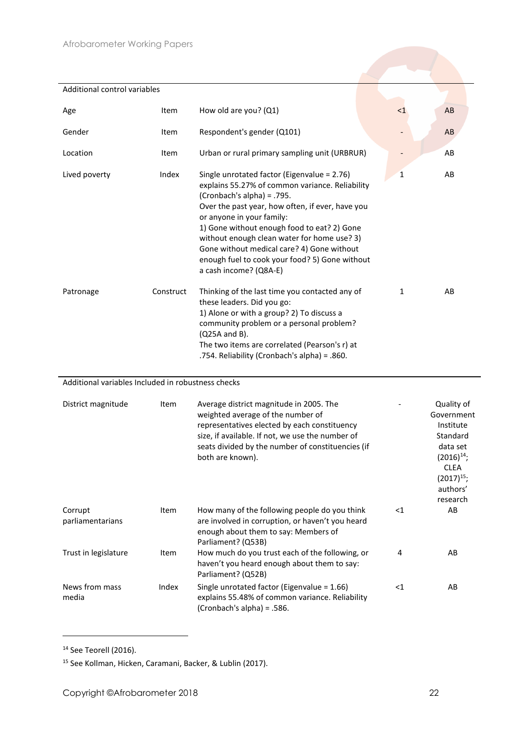| | | | | |
|---|---|---|---|---|
| **Additional control variables** | | | | |
| Age | Item | How old are you? (Q1) | <1 | AB |
| Gender | Item | Respondent's gender (Q101) | - | AB |
| Location | Item | Urban or rural primary sampling unit (URBRUR) | - | AB |
| Lived poverty | Index | Single unrotated factor (Eigenvalue = 2.76) explains 55.27% of common variance. Reliability (Cronbach's alpha) = .795. Over the past year, how often, if ever, have you or anyone in your family: 1) Gone without enough food to eat? 2) Gone without enough clean water for home use? 3) Gone without medical care? 4) Gone without enough fuel to cook your food? 5) Gone without a cash income? (Q8A-E) | 1 | AB |
| Patronage | Construct | Thinking of the last time you contacted any of these leaders. Did you go: 1) Alone or with a group? 2) To discuss a community problem or a personal problem? (Q25A and B). The two items are correlated (Pearson's r) at .754. Reliability (Cronbach's alpha) = .860. | 1 | AB |
| **Additional variables Included in robustness checks** | | | | |
| District magnitude | Item | Average district magnitude in 2005. The weighted average of the number of representatives elected by each constituency size, if available. If not, we use the number of seats divided by the number of constituencies (if both are known). | - | Quality of Government Institute Standard data set (2016)[14]; CLEA (2017)[15]; authors' research |
| Corrupt parliamentarians | Item | How many of the following people do you think are involved in corruption, or haven't you heard enough about them to say: Members of Parliament? (Q53B) | <1 | AB |
| Trust in legislature | Item | How much do you trust each of the following, or haven't you heard enough about them to say: Parliament? (Q52B) | 4 | AB |
| News from mass media | Index | Single unrotated factor (Eigenvalue = 1.66) explains 55.48% of common variance. Reliability (Cronbach's alpha) = .586. | <1 | AB |

[14] See Teorell (2016).

[15] See Kollman, Hicken, Caramani, Backer, & Lublin (2017).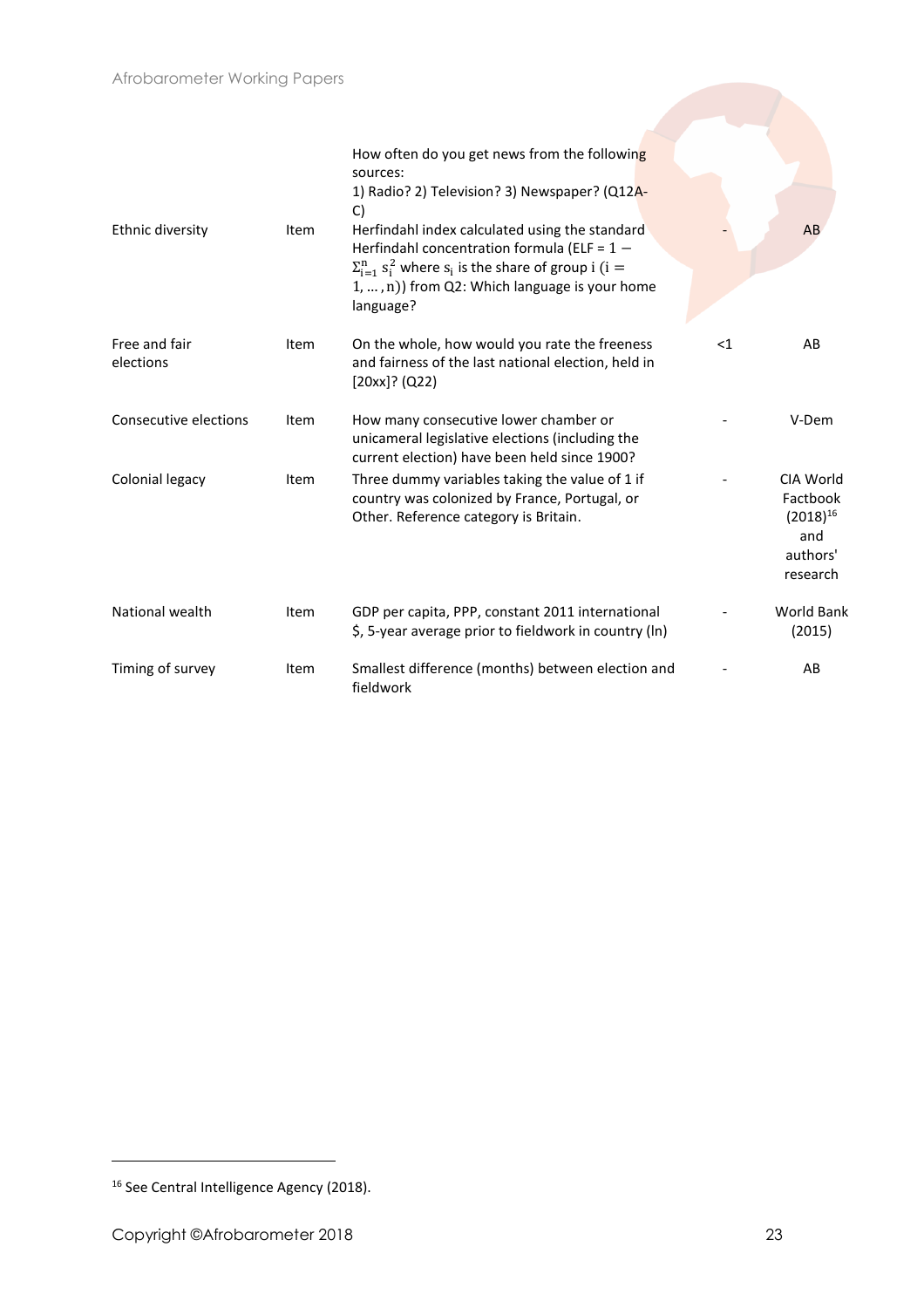| | | | | |
|---|---|---|---|---|
| | | How often do you get news from the following sources: 1) Radio? 2) Television? 3) Newspaper? (Q12A-C) | | |
| Ethnic diversity | Item | Herfindahl index calculated using the standard Herfindahl concentration formula (ELF = $1 - \Sigma_{i=1}^{n} s_i^2$ where $s_i$ is the share of group i ($i = 1, \ldots, n$)) from Q2: Which language is your home language? | - | AB |
| Free and fair elections | Item | On the whole, how would you rate the freeness and fairness of the last national election, held in [20xx]? (Q22) | <1 | AB |
| Consecutive elections | Item | How many consecutive lower chamber or unicameral legislative elections (including the current election) have been held since 1900? | - | V-Dem |
| Colonial legacy | Item | Three dummy variables taking the value of 1 if country was colonized by France, Portugal, or Other. Reference category is Britain. | - | CIA World Factbook (2018)[16] and authors' research |
| National wealth | Item | GDP per capita, PPP, constant 2011 international $, 5-year average prior to fieldwork in country (ln) | - | World Bank (2015) |
| Timing of survey | Item | Smallest difference (months) between election and fieldwork | - | AB |

[16] See Central Intelligence Agency (2018).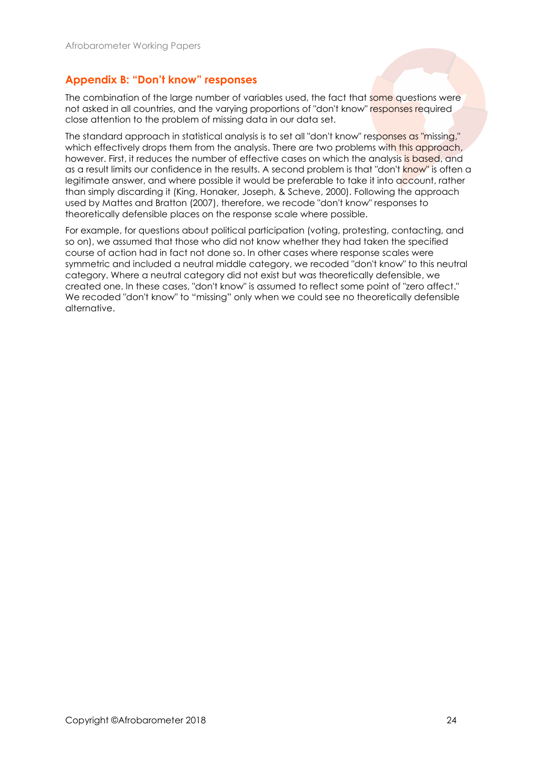## Appendix B: "Don't know" responses

The combination of the large number of variables used, the fact that some questions were not asked in all countries, and the varying proportions of "don't know" responses required close attention to the problem of missing data in our data set.

The standard approach in statistical analysis is to set all "don't know" responses as "missing," which effectively drops them from the analysis. There are two problems with this approach, however. First, it reduces the number of effective cases on which the analysis is based, and as a result limits our confidence in the results. A second problem is that "don't know" is often a legitimate answer, and where possible it would be preferable to take it into account, rather than simply discarding it (King, Honaker, Joseph, & Scheve, 2000). Following the approach used by Mattes and Bratton (2007), therefore, we recode "don't know" responses to theoretically defensible places on the response scale where possible.

For example, for questions about political participation (voting, protesting, contacting, and so on), we assumed that those who did not know whether they had taken the specified course of action had in fact not done so. In other cases where response scales were symmetric and included a neutral middle category, we recoded "don't know" to this neutral category. Where a neutral category did not exist but was theoretically defensible, we created one. In these cases, "don't know" is assumed to reflect some point of "zero affect." We recoded "don't know" to "missing" only when we could see no theoretically defensible alternative.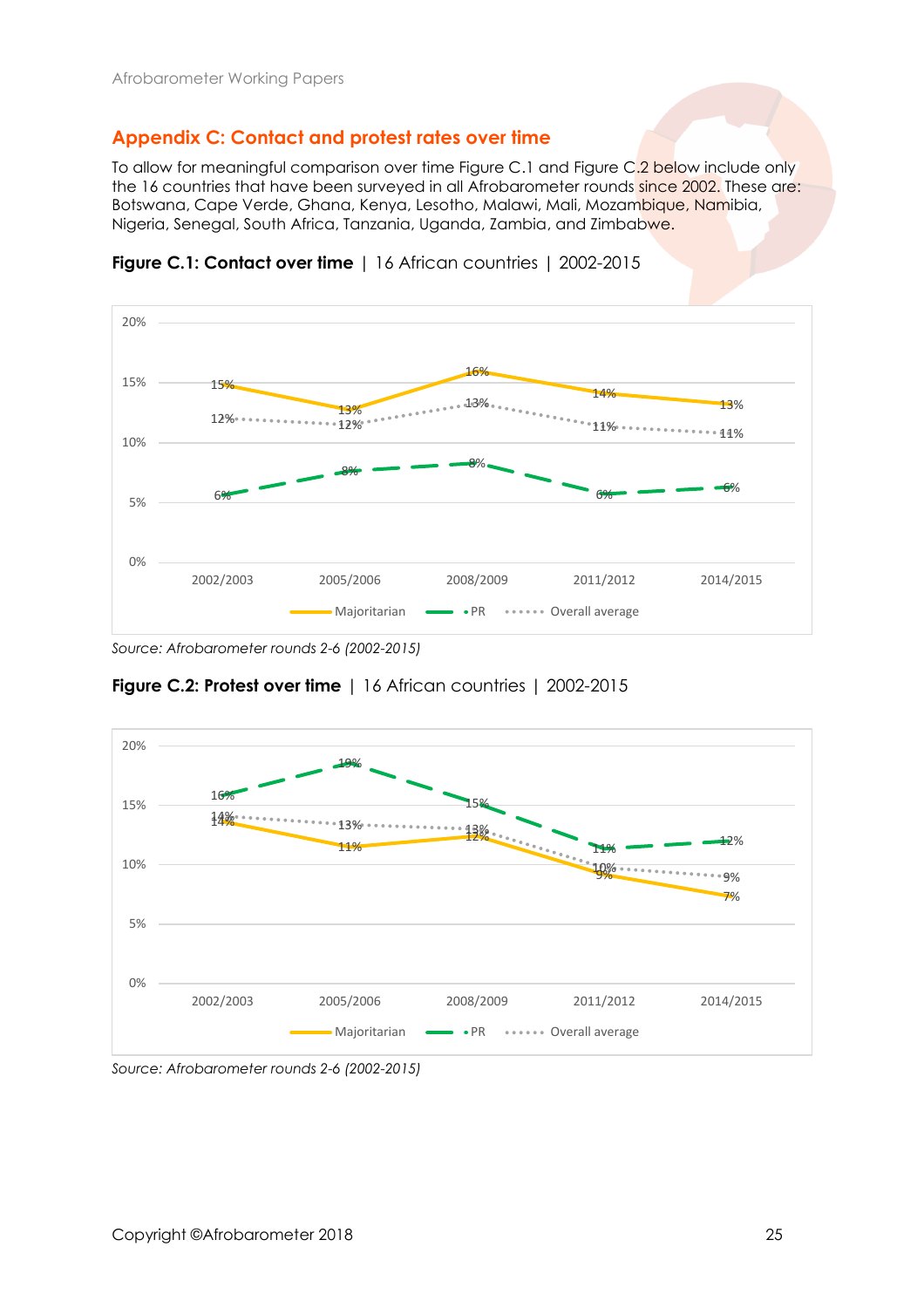## Appendix C: Contact and protest rates over time

To allow for meaningful comparison over time Figure C.1 and Figure C.2 below include only the 16 countries that have been surveyed in all Afrobarometer rounds since 2002. These are: Botswana, Cape Verde, Ghana, Kenya, Lesotho, Malawi, Mali, Mozambique, Namibia, Nigeria, Senegal, South Africa, Tanzania, Uganda, Zambia, and Zimbabwe.

**Figure C.1: Contact over time** | 16 African countries | 2002-2015

| | 2002/2003 | 2005/2006 | 2008/2009 | 2011/2012 | 2014/2015 |
|---|---|---|---|---|---|
| Majoritarian | 15% | 13% | 16% | 14% | 13% |
| PR | 6% | 8% | 8% | 6% | 6% |
| Overall average | 12% | 12% | 13% | 11% | 11% |

*Source: Afrobarometer rounds 2-6 (2002-2015)*

**Figure C.2: Protest over time** | 16 African countries | 2002-2015

| | 2002/2003 | 2005/2006 | 2008/2009 | 2011/2012 | 2014/2015 |
|---|---|---|---|---|---|
| Majoritarian | 14% | 11% | 12% | 9% | 7% |
| PR | 16% | 19% | 15% | 11% | 12% |
| Overall average | 14% | 13% | 13% | 10% | 9% |

*Source: Afrobarometer rounds 2-6 (2002-2015)*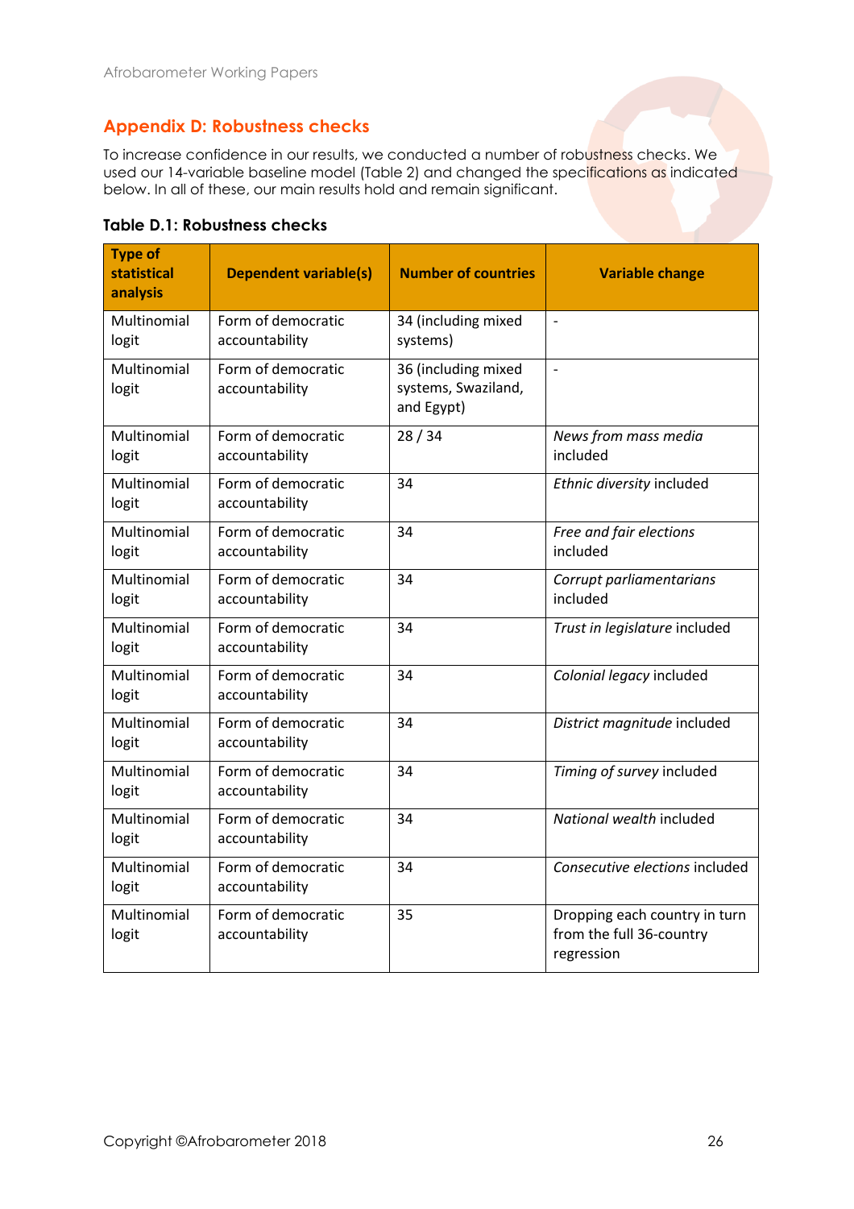## Appendix D: Robustness checks

To increase confidence in our results, we conducted a number of robustness checks. We used our 14-variable baseline model (Table 2) and changed the specifications as indicated below. In all of these, our main results hold and remain significant.

**Table D.1: Robustness checks**

| Type of statistical analysis | Dependent variable(s) | Number of countries | Variable change |
|---|---|---|---|
| Multinomial logit | Form of democratic accountability | 34 (including mixed systems) | - |
| Multinomial logit | Form of democratic accountability | 36 (including mixed systems, Swaziland, and Egypt) | - |
| Multinomial logit | Form of democratic accountability | 28 / 34 | *News from mass media* included |
| Multinomial logit | Form of democratic accountability | 34 | *Ethnic diversity* included |
| Multinomial logit | Form of democratic accountability | 34 | *Free and fair elections* included |
| Multinomial logit | Form of democratic accountability | 34 | *Corrupt parliamentarians* included |
| Multinomial logit | Form of democratic accountability | 34 | *Trust in legislature* included |
| Multinomial logit | Form of democratic accountability | 34 | *Colonial legacy* included |
| Multinomial logit | Form of democratic accountability | 34 | *District magnitude* included |
| Multinomial logit | Form of democratic accountability | 34 | *Timing of survey* included |
| Multinomial logit | Form of democratic accountability | 34 | *National wealth* included |
| Multinomial logit | Form of democratic accountability | 34 | *Consecutive elections* included |
| Multinomial logit | Form of democratic accountability | 35 | Dropping each country in turn from the full 36-country regression |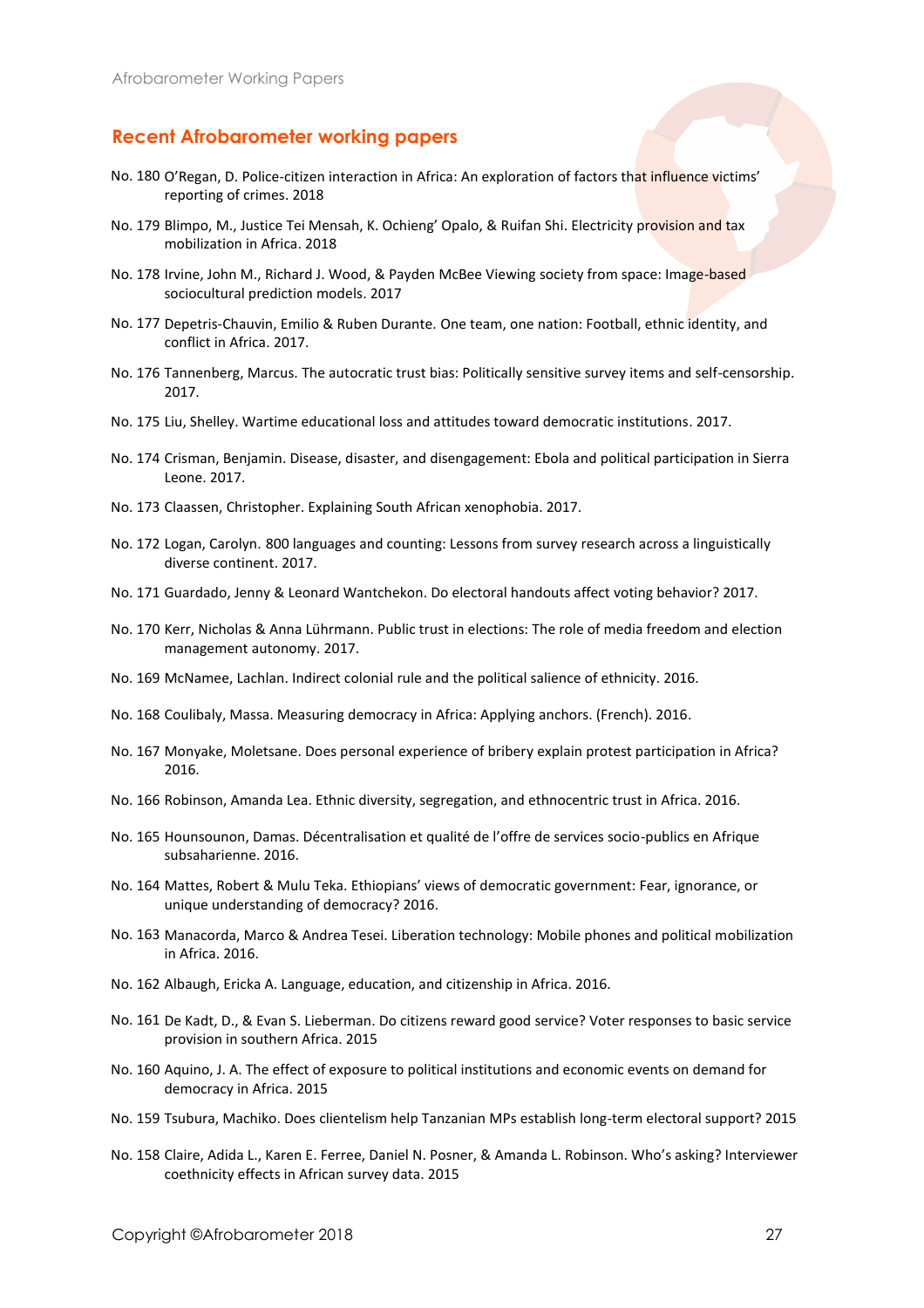## Recent Afrobarometer working papers

No. 180 O'Regan, D. Police-citizen interaction in Africa: An exploration of factors that influence victims' reporting of crimes. 2018

No. 179 Blimpo, M., Justice Tei Mensah, K. Ochieng' Opalo, & Ruifan Shi. Electricity provision and tax mobilization in Africa. 2018

No. 178 Irvine, John M., Richard J. Wood, & Payden McBee Viewing society from space: Image-based sociocultural prediction models. 2017

No. 177 Depetris-Chauvin, Emilio & Ruben Durante. One team, one nation: Football, ethnic identity, and conflict in Africa. 2017.

No. 176 Tannenberg, Marcus. The autocratic trust bias: Politically sensitive survey items and self-censorship. 2017.

No. 175 Liu, Shelley. Wartime educational loss and attitudes toward democratic institutions. 2017.

No. 174 Crisman, Benjamin. Disease, disaster, and disengagement: Ebola and political participation in Sierra Leone. 2017.

No. 173 Claassen, Christopher. Explaining South African xenophobia. 2017.

No. 172 Logan, Carolyn. 800 languages and counting: Lessons from survey research across a linguistically diverse continent. 2017.

No. 171 Guardado, Jenny & Leonard Wantchekon. Do electoral handouts affect voting behavior? 2017.

No. 170 Kerr, Nicholas & Anna Lührmann. Public trust in elections: The role of media freedom and election management autonomy. 2017.

No. 169 McNamee, Lachlan. Indirect colonial rule and the political salience of ethnicity. 2016.

No. 168 Coulibaly, Massa. Measuring democracy in Africa: Applying anchors. (French). 2016.

No. 167 Monyake, Moletsane. Does personal experience of bribery explain protest participation in Africa? 2016.

No. 166 Robinson, Amanda Lea. Ethnic diversity, segregation, and ethnocentric trust in Africa. 2016.

No. 165 Hounsounon, Damas. Décentralisation et qualité de l'offre de services socio-publics en Afrique subsaharienne. 2016.

No. 164 Mattes, Robert & Mulu Teka. Ethiopians' views of democratic government: Fear, ignorance, or unique understanding of democracy? 2016.

No. 163 Manacorda, Marco & Andrea Tesei. Liberation technology: Mobile phones and political mobilization in Africa. 2016.

No. 162 Albaugh, Ericka A. Language, education, and citizenship in Africa. 2016.

No. 161 De Kadt, D., & Evan S. Lieberman. Do citizens reward good service? Voter responses to basic service provision in southern Africa. 2015

No. 160 Aquino, J. A. The effect of exposure to political institutions and economic events on demand for democracy in Africa. 2015

No. 159 Tsubura, Machiko. Does clientelism help Tanzanian MPs establish long-term electoral support? 2015

No. 158 Claire, Adida L., Karen E. Ferree, Daniel N. Posner, & Amanda L. Robinson. Who's asking? Interviewer coethnicity effects in African survey data. 2015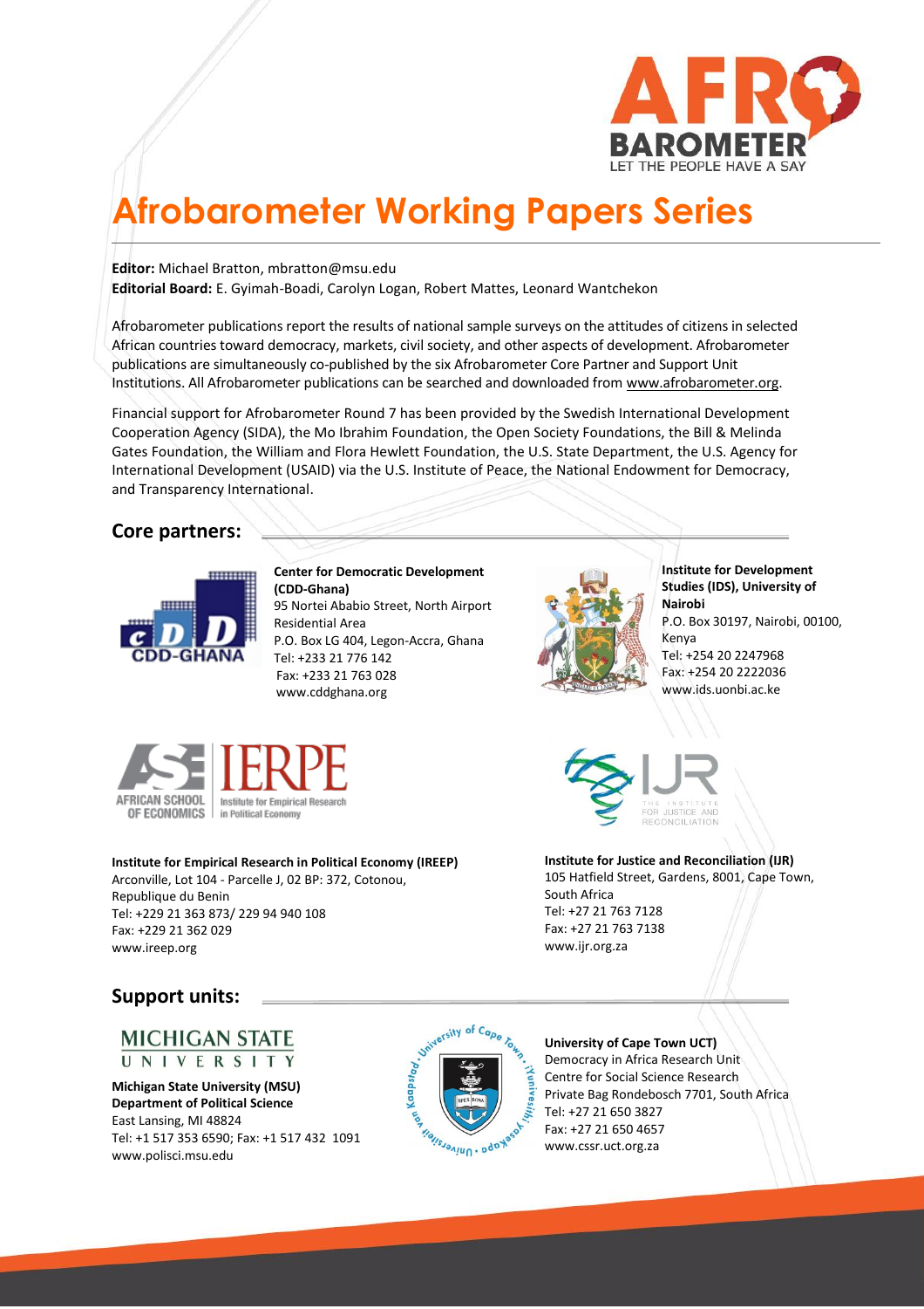# Afrobarometer Working Papers Series

**Editor:** Michael Bratton, mbratton@msu.edu
**Editorial Board:** E. Gyimah-Boadi, Carolyn Logan, Robert Mattes, Leonard Wantchekon

Afrobarometer publications report the results of national sample surveys on the attitudes of citizens in selected African countries toward democracy, markets, civil society, and other aspects of development. Afrobarometer publications are simultaneously co-published by the six Afrobarometer Core Partner and Support Unit Institutions. All Afrobarometer publications can be searched and downloaded from www.afrobarometer.org.

Financial support for Afrobarometer Round 7 has been provided by the Swedish International Development Cooperation Agency (SIDA), the Mo Ibrahim Foundation, the Open Society Foundations, the Bill & Melinda Gates Foundation, the William and Flora Hewlett Foundation, the U.S. State Department, the U.S. Agency for International Development (USAID) via the U.S. Institute of Peace, the National Endowment for Democracy, and Transparency International.

## Core partners:

**Center for Democratic Development (CDD-Ghana)**
95 Nortei Ababio Street, North Airport Residential Area
P.O. Box LG 404, Legon-Accra, Ghana
Tel: +233 21 776 142
Fax: +233 21 763 028
www.cddghana.org

**Institute for Development Studies (IDS), University of Nairobi**
P.O. Box 30197, Nairobi, 00100, Kenya
Tel: +254 20 2247968
Fax: +254 20 2222036
www.ids.uonbi.ac.ke

**Institute for Empirical Research in Political Economy (IREEP)**
Arconville, Lot 104 - Parcelle J, 02 BP: 372, Cotonou, Republique du Benin
Tel: +229 21 363 873/ 229 94 940 108
Fax: +229 21 362 029
www.ireep.org

**Institute for Justice and Reconciliation (IJR)**
105 Hatfield Street, Gardens, 8001, Cape Town, South Africa
Tel: +27 21 763 7128
Fax: +27 21 763 7138
www.ijr.org.za

## Support units:

**Michigan State University (MSU)**
**Department of Political Science**
East Lansing, MI 48824
Tel: +1 517 353 6590; Fax: +1 517 432 1091
www.polisci.msu.edu

**University of Cape Town UCT)**
Democracy in Africa Research Unit
Centre for Social Science Research
Private Bag Rondebosch 7701, South Africa
Tel: +27 21 650 3827
Fax: +27 21 650 4657
www.cssr.uct.org.za